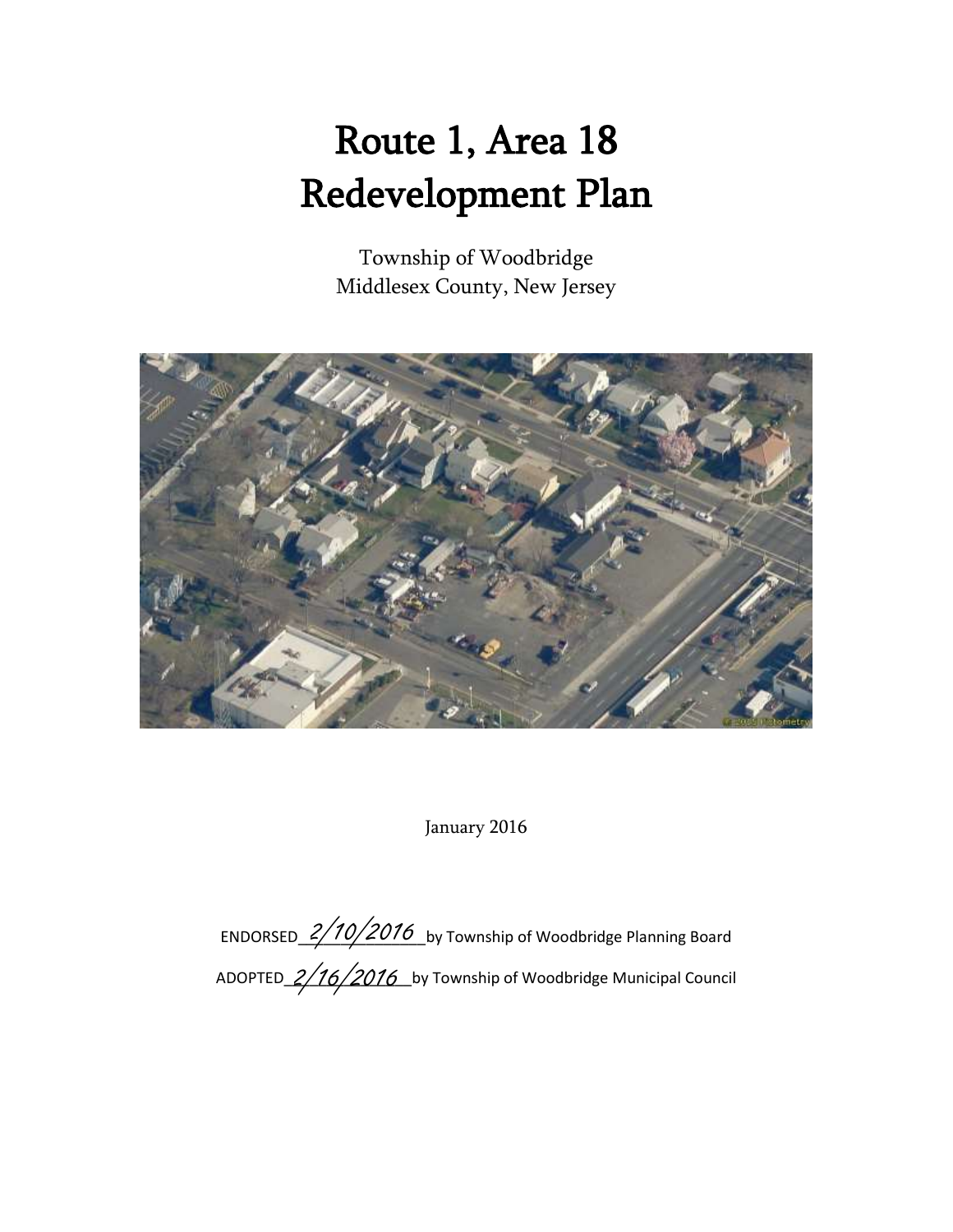# Route 1, Area 18
# Redevelopment Plan

Township of Woodbridge
Middlesex County, New Jersey

January 2016

ENDORSED 2/10/2016 by Township of Woodbridge Planning Board

ADOPTED 2/16/2016 by Township of Woodbridge Municipal Council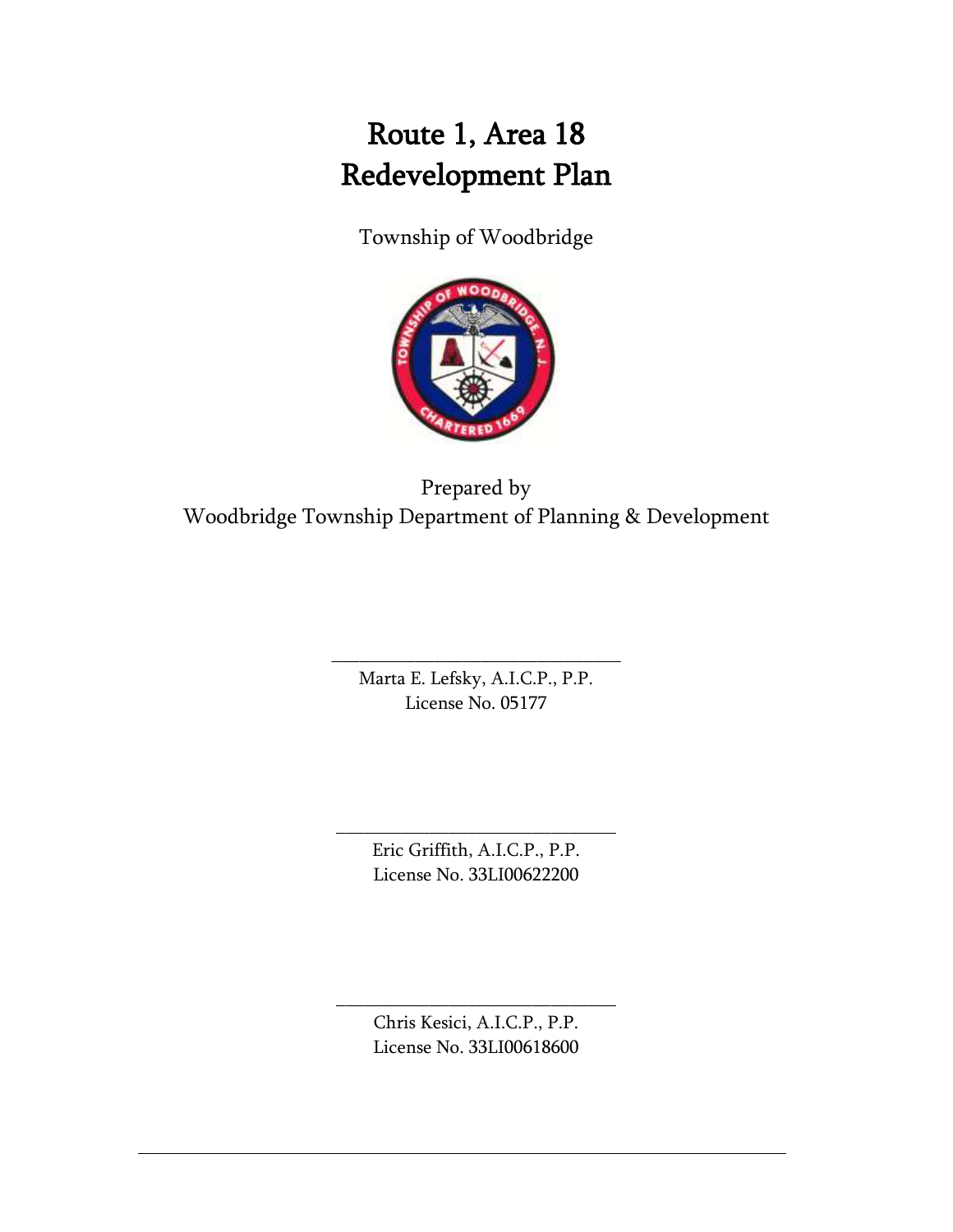# Route 1, Area 18
# Redevelopment Plan

Township of Woodbridge

Prepared by
Woodbridge Township Department of Planning & Development

\_\_\_\_\_\_\_\_\_\_\_\_\_\_\_\_\_\_\_\_\_\_\_\_\_\_\_\_\_\_\_\_

Marta E. Lefsky, A.I.C.P., P.P.
License No. 05177

\_\_\_\_\_\_\_\_\_\_\_\_\_\_\_\_\_\_\_\_\_\_\_\_\_\_\_\_\_\_\_\_

Eric Griffith, A.I.C.P., P.P.
License No. 33LI00622200

\_\_\_\_\_\_\_\_\_\_\_\_\_\_\_\_\_\_\_\_\_\_\_\_\_\_\_\_\_\_\_\_

Chris Kesici, A.I.C.P., P.P.
License No. 33LI00618600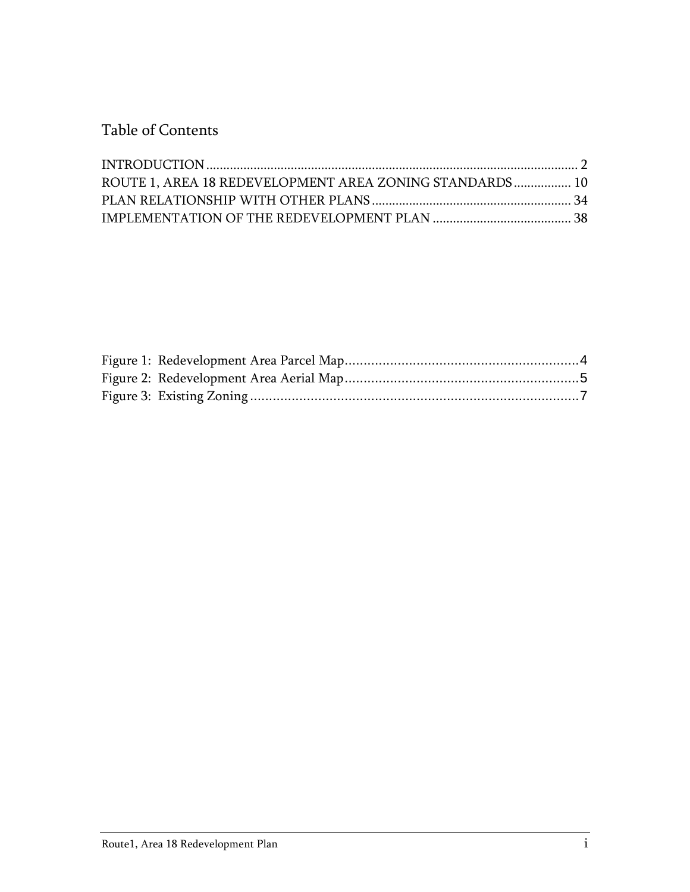# Table of Contents

INTRODUCTION ............................................................................................................ 2
ROUTE 1, AREA 18 REDEVELOPMENT AREA ZONING STANDARDS ................. 10
PLAN RELATIONSHIP WITH OTHER PLANS .......................................................... 34
IMPLEMENTATION OF THE REDEVELOPMENT PLAN ......................................... 38

Figure 1: Redevelopment Area Parcel Map ............................................................. 4
Figure 2: Redevelopment Area Aerial Map ............................................................. 5
Figure 3: Existing Zoning ....................................................................................... 7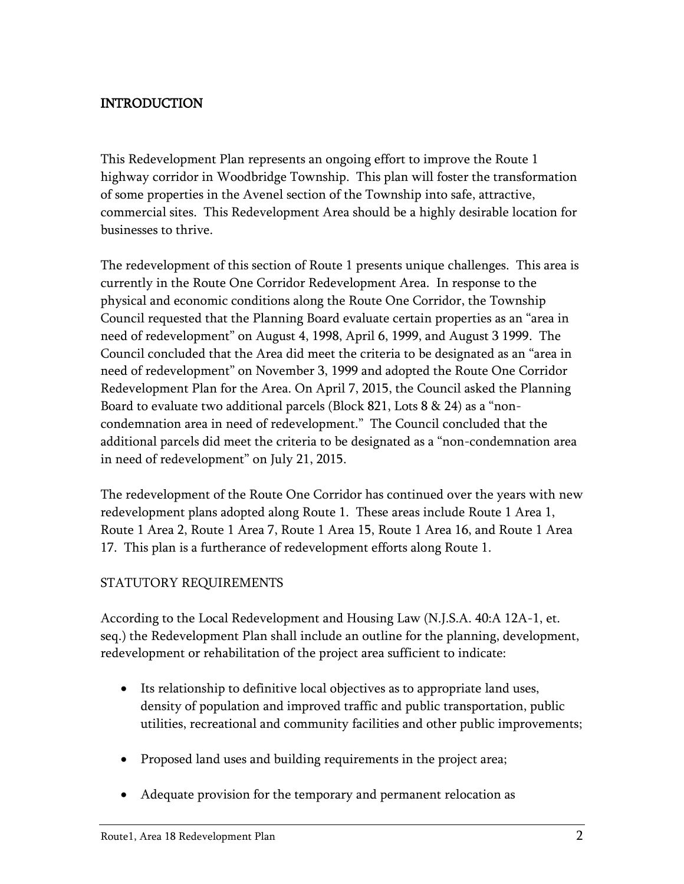## INTRODUCTION

This Redevelopment Plan represents an ongoing effort to improve the Route 1 highway corridor in Woodbridge Township. This plan will foster the transformation of some properties in the Avenel section of the Township into safe, attractive, commercial sites. This Redevelopment Area should be a highly desirable location for businesses to thrive.

The redevelopment of this section of Route 1 presents unique challenges. This area is currently in the Route One Corridor Redevelopment Area. In response to the physical and economic conditions along the Route One Corridor, the Township Council requested that the Planning Board evaluate certain properties as an "area in need of redevelopment" on August 4, 1998, April 6, 1999, and August 3 1999. The Council concluded that the Area did meet the criteria to be designated as an "area in need of redevelopment" on November 3, 1999 and adopted the Route One Corridor Redevelopment Plan for the Area. On April 7, 2015, the Council asked the Planning Board to evaluate two additional parcels (Block 821, Lots 8 & 24) as a "non-condemnation area in need of redevelopment." The Council concluded that the additional parcels did meet the criteria to be designated as a "non-condemnation area in need of redevelopment" on July 21, 2015.

The redevelopment of the Route One Corridor has continued over the years with new redevelopment plans adopted along Route 1. These areas include Route 1 Area 1, Route 1 Area 2, Route 1 Area 7, Route 1 Area 15, Route 1 Area 16, and Route 1 Area 17. This plan is a furtherance of redevelopment efforts along Route 1.

## STATUTORY REQUIREMENTS

According to the Local Redevelopment and Housing Law (N.J.S.A. 40:A 12A-1, et. seq.) the Redevelopment Plan shall include an outline for the planning, development, redevelopment or rehabilitation of the project area sufficient to indicate:

- Its relationship to definitive local objectives as to appropriate land uses, density of population and improved traffic and public transportation, public utilities, recreational and community facilities and other public improvements;
- Proposed land uses and building requirements in the project area;
- Adequate provision for the temporary and permanent relocation as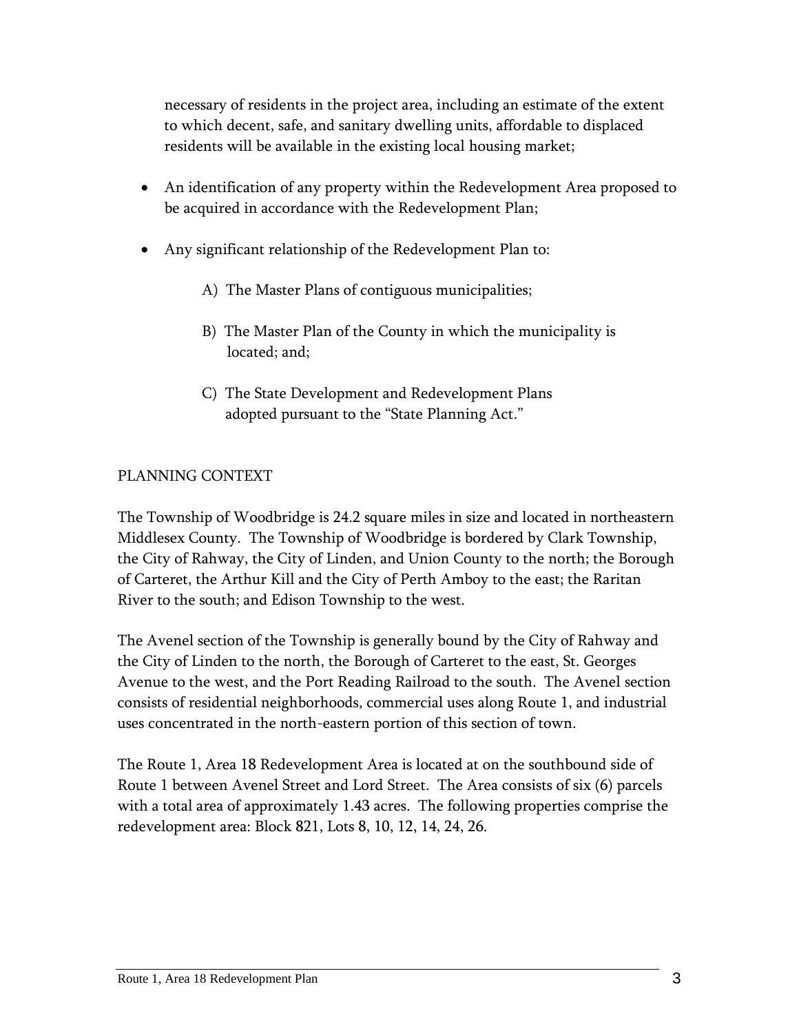necessary of residents in the project area, including an estimate of the extent to which decent, safe, and sanitary dwelling units, affordable to displaced residents will be available in the existing local housing market;

- An identification of any property within the Redevelopment Area proposed to be acquired in accordance with the Redevelopment Plan;
- Any significant relationship of the Redevelopment Plan to:

  A) The Master Plans of contiguous municipalities;

  B) The Master Plan of the County in which the municipality is located; and;

  C) The State Development and Redevelopment Plans adopted pursuant to the "State Planning Act."

## PLANNING CONTEXT

The Township of Woodbridge is 24.2 square miles in size and located in northeastern Middlesex County. The Township of Woodbridge is bordered by Clark Township, the City of Rahway, the City of Linden, and Union County to the north; the Borough of Carteret, the Arthur Kill and the City of Perth Amboy to the east; the Raritan River to the south; and Edison Township to the west.

The Avenel section of the Township is generally bound by the City of Rahway and the City of Linden to the north, the Borough of Carteret to the east, St. Georges Avenue to the west, and the Port Reading Railroad to the south. The Avenel section consists of residential neighborhoods, commercial uses along Route 1, and industrial uses concentrated in the north-eastern portion of this section of town.

The Route 1, Area 18 Redevelopment Area is located at on the southbound side of Route 1 between Avenel Street and Lord Street. The Area consists of six (6) parcels with a total area of approximately 1.43 acres. The following properties comprise the redevelopment area: Block 821, Lots 8, 10, 12, 14, 24, 26.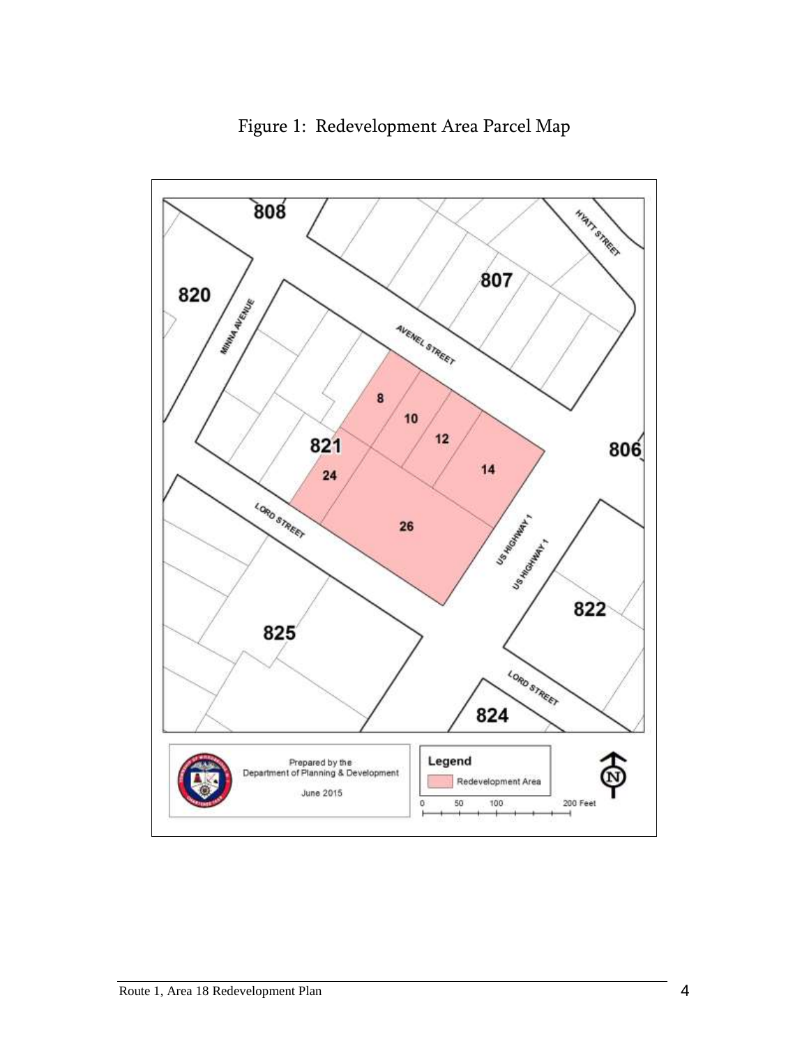Figure 1: Redevelopment Area Parcel Map

808

820

807

MINNA AVENUE

AVENEL STREET

HYATT STREET

8

10

12

821

14

806

24

LORD STREET

26

US HIGHWAY 1

US HIGHWAY 1

822

825

LORD STREET

824

Prepared by the Department of Planning & Development

June 2015

Legend

Redevelopment Area

0 50 100 200 Feet

N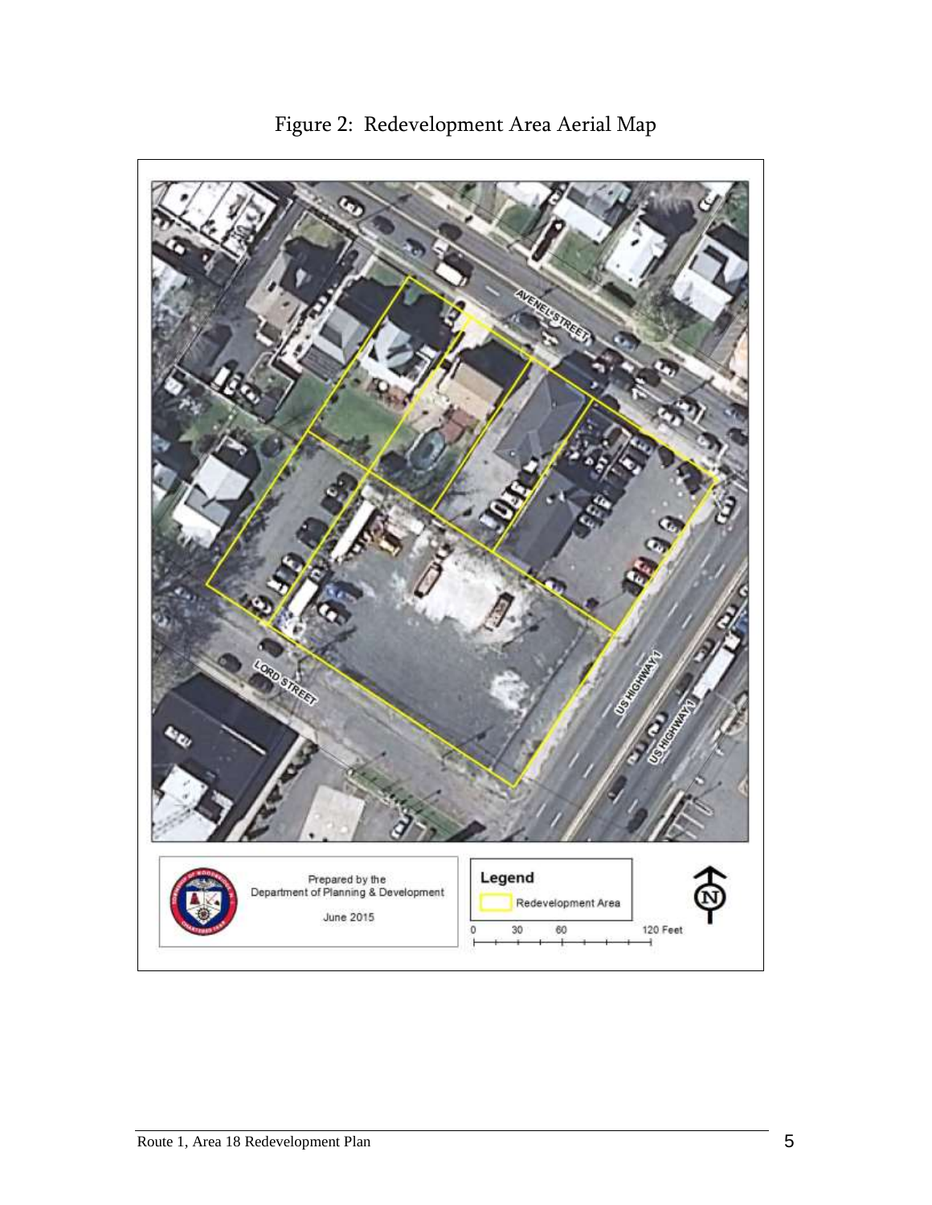Figure 2: Redevelopment Area Aerial Map

AVENEL STREET

LORD STREET

US HIGHWAY 1

US HIGHWAY 1

Prepared by the Department of Planning & Development

June 2015

Legend

Redevelopment Area

0 30 60 120 Feet

N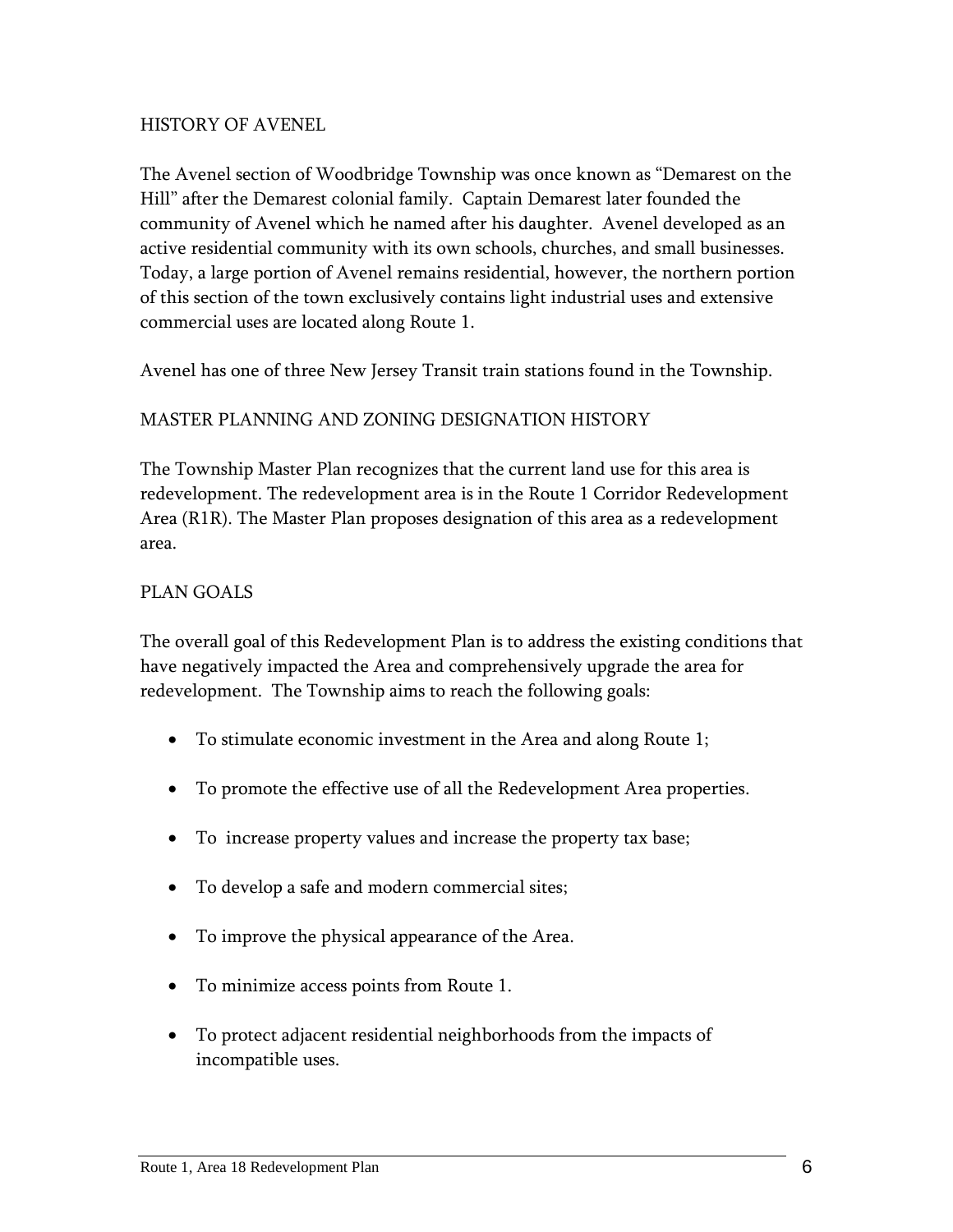## HISTORY OF AVENEL

The Avenel section of Woodbridge Township was once known as "Demarest on the Hill" after the Demarest colonial family. Captain Demarest later founded the community of Avenel which he named after his daughter. Avenel developed as an active residential community with its own schools, churches, and small businesses. Today, a large portion of Avenel remains residential, however, the northern portion of this section of the town exclusively contains light industrial uses and extensive commercial uses are located along Route 1.

Avenel has one of three New Jersey Transit train stations found in the Township.

## MASTER PLANNING AND ZONING DESIGNATION HISTORY

The Township Master Plan recognizes that the current land use for this area is redevelopment. The redevelopment area is in the Route 1 Corridor Redevelopment Area (R1R). The Master Plan proposes designation of this area as a redevelopment area.

## PLAN GOALS

The overall goal of this Redevelopment Plan is to address the existing conditions that have negatively impacted the Area and comprehensively upgrade the area for redevelopment. The Township aims to reach the following goals:

- To stimulate economic investment in the Area and along Route 1;
- To promote the effective use of all the Redevelopment Area properties.
- To increase property values and increase the property tax base;
- To develop a safe and modern commercial sites;
- To improve the physical appearance of the Area.
- To minimize access points from Route 1.
- To protect adjacent residential neighborhoods from the impacts of incompatible uses.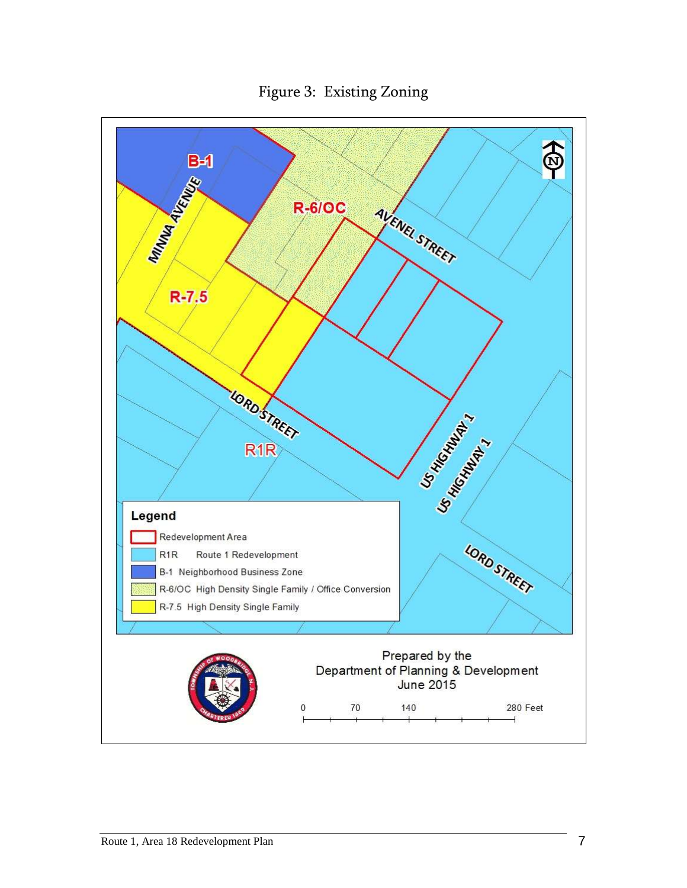Figure 3: Existing Zoning

B-1

R-6/OC

MINNA AVENUE

AVENEL STREET

R-7.5

LORD STREET

R1R

US HIGHWAY 1

US HIGHWAY 1

LORD STREET

**Legend**

- Redevelopment Area
- R1R Route 1 Redevelopment
- B-1 Neighborhood Business Zone
- R-6/OC High Density Single Family / Office Conversion
- R-7.5 High Density Single Family

Prepared by the
Department of Planning & Development
June 2015

0 70 140 280 Feet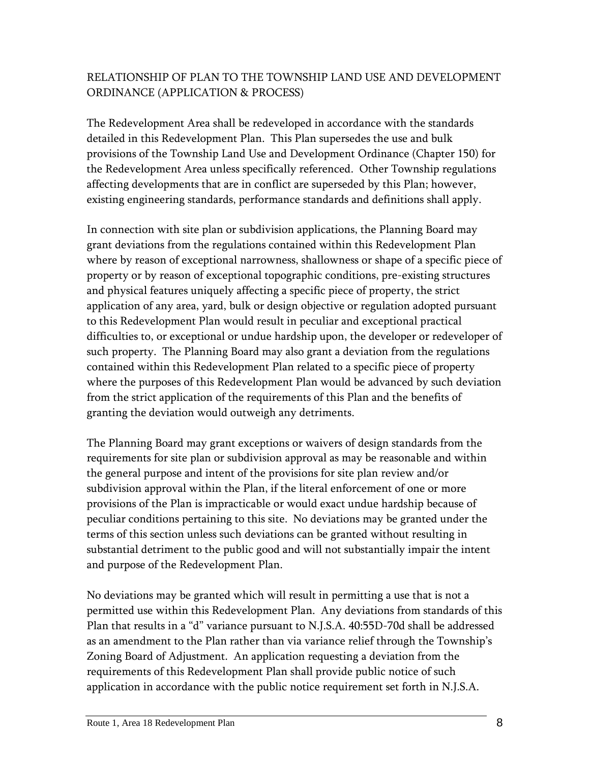## RELATIONSHIP OF PLAN TO THE TOWNSHIP LAND USE AND DEVELOPMENT ORDINANCE (APPLICATION & PROCESS)

The Redevelopment Area shall be redeveloped in accordance with the standards detailed in this Redevelopment Plan. This Plan supersedes the use and bulk provisions of the Township Land Use and Development Ordinance (Chapter 150) for the Redevelopment Area unless specifically referenced. Other Township regulations affecting developments that are in conflict are superseded by this Plan; however, existing engineering standards, performance standards and definitions shall apply.

In connection with site plan or subdivision applications, the Planning Board may grant deviations from the regulations contained within this Redevelopment Plan where by reason of exceptional narrowness, shallowness or shape of a specific piece of property or by reason of exceptional topographic conditions, pre-existing structures and physical features uniquely affecting a specific piece of property, the strict application of any area, yard, bulk or design objective or regulation adopted pursuant to this Redevelopment Plan would result in peculiar and exceptional practical difficulties to, or exceptional or undue hardship upon, the developer or redeveloper of such property. The Planning Board may also grant a deviation from the regulations contained within this Redevelopment Plan related to a specific piece of property where the purposes of this Redevelopment Plan would be advanced by such deviation from the strict application of the requirements of this Plan and the benefits of granting the deviation would outweigh any detriments.

The Planning Board may grant exceptions or waivers of design standards from the requirements for site plan or subdivision approval as may be reasonable and within the general purpose and intent of the provisions for site plan review and/or subdivision approval within the Plan, if the literal enforcement of one or more provisions of the Plan is impracticable or would exact undue hardship because of peculiar conditions pertaining to this site. No deviations may be granted under the terms of this section unless such deviations can be granted without resulting in substantial detriment to the public good and will not substantially impair the intent and purpose of the Redevelopment Plan.

No deviations may be granted which will result in permitting a use that is not a permitted use within this Redevelopment Plan. Any deviations from standards of this Plan that results in a "d" variance pursuant to N.J.S.A. 40:55D-70d shall be addressed as an amendment to the Plan rather than via variance relief through the Township's Zoning Board of Adjustment. An application requesting a deviation from the requirements of this Redevelopment Plan shall provide public notice of such application in accordance with the public notice requirement set forth in N.J.S.A.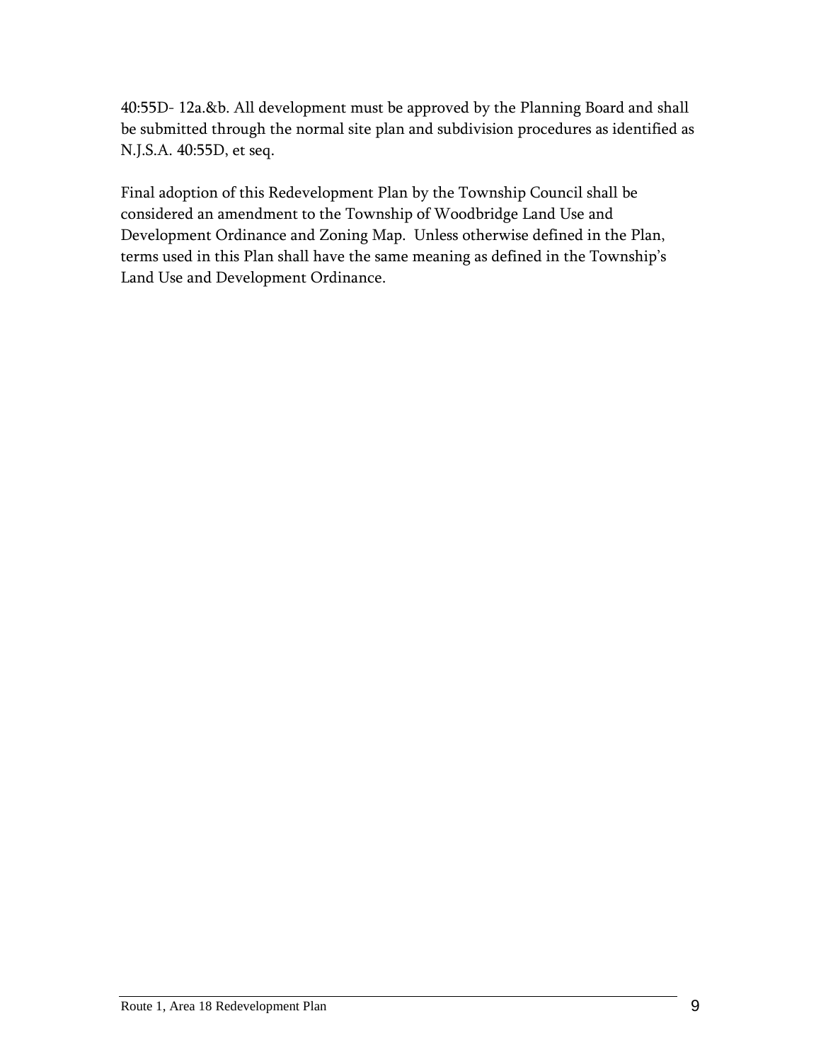40:55D- 12a.&b. All development must be approved by the Planning Board and shall be submitted through the normal site plan and subdivision procedures as identified as N.J.S.A. 40:55D, et seq.

Final adoption of this Redevelopment Plan by the Township Council shall be considered an amendment to the Township of Woodbridge Land Use and Development Ordinance and Zoning Map. Unless otherwise defined in the Plan, terms used in this Plan shall have the same meaning as defined in the Township's Land Use and Development Ordinance.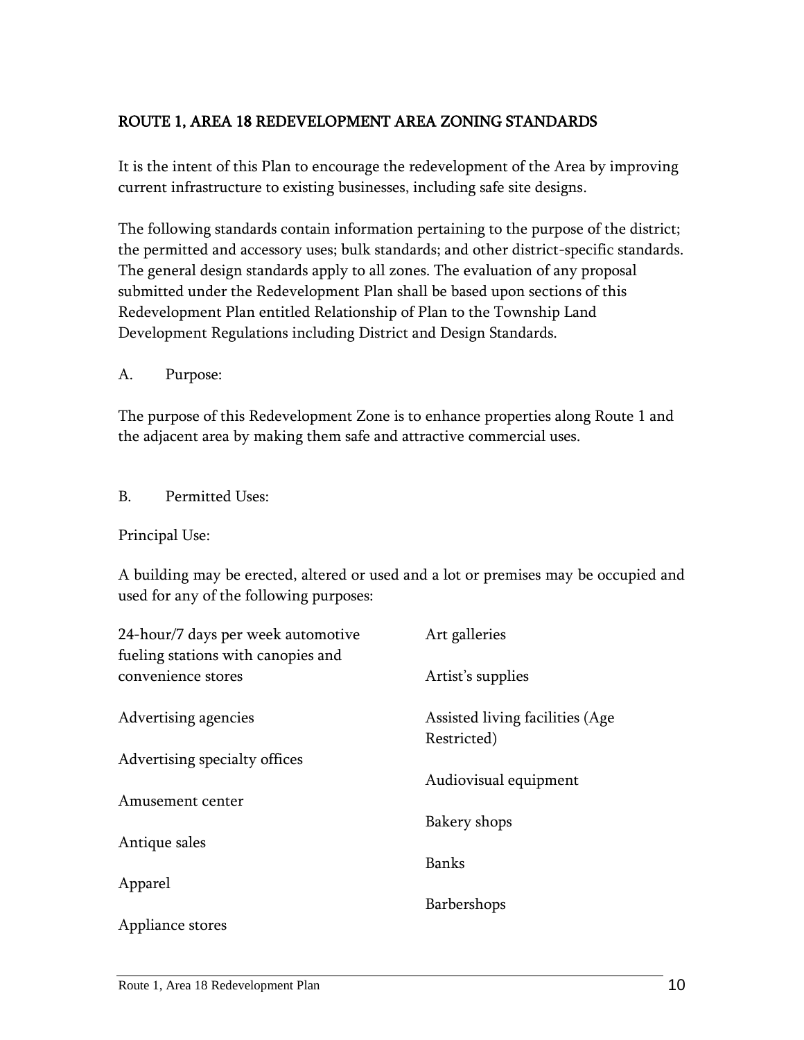## ROUTE 1, AREA 18 REDEVELOPMENT AREA ZONING STANDARDS

It is the intent of this Plan to encourage the redevelopment of the Area by improving current infrastructure to existing businesses, including safe site designs.

The following standards contain information pertaining to the purpose of the district; the permitted and accessory uses; bulk standards; and other district-specific standards. The general design standards apply to all zones. The evaluation of any proposal submitted under the Redevelopment Plan shall be based upon sections of this Redevelopment Plan entitled Relationship of Plan to the Township Land Development Regulations including District and Design Standards.

A. Purpose:

The purpose of this Redevelopment Zone is to enhance properties along Route 1 and the adjacent area by making them safe and attractive commercial uses.

B. Permitted Uses:

Principal Use:

A building may be erected, altered or used and a lot or premises may be occupied and used for any of the following purposes:

24-hour/7 days per week automotive fueling stations with canopies and convenience stores

Advertising agencies

Advertising specialty offices

Amusement center

Antique sales

Apparel

Appliance stores

Art galleries

Artist's supplies

Assisted living facilities (Age Restricted)

Audiovisual equipment

Bakery shops

Banks

Barbershops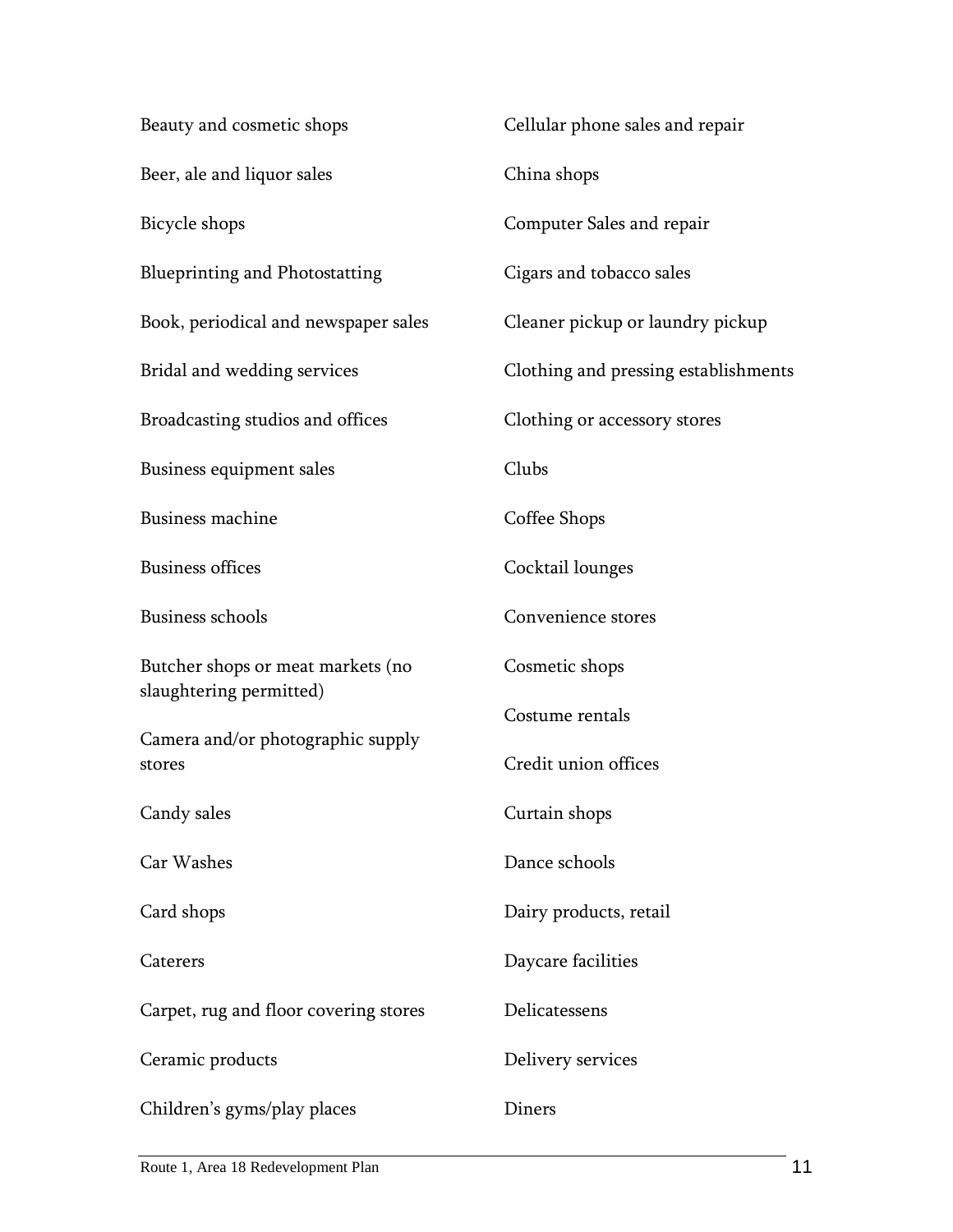Beauty and cosmetic shops

Beer, ale and liquor sales

Bicycle shops

Blueprinting and Photostatting

Book, periodical and newspaper sales

Bridal and wedding services

Broadcasting studios and offices

Business equipment sales

Business machine

Business offices

Business schools

Butcher shops or meat markets (no slaughtering permitted)

Camera and/or photographic supply stores

Candy sales

Car Washes

Card shops

Caterers

Carpet, rug and floor covering stores

Ceramic products

Children's gyms/play places

Cellular phone sales and repair

China shops

Computer Sales and repair

Cigars and tobacco sales

Cleaner pickup or laundry pickup

Clothing and pressing establishments

Clothing or accessory stores

Clubs

Coffee Shops

Cocktail lounges

Convenience stores

Cosmetic shops

Costume rentals

Credit union offices

Curtain shops

Dance schools

Dairy products, retail

Daycare facilities

Delicatessens

Delivery services

Diners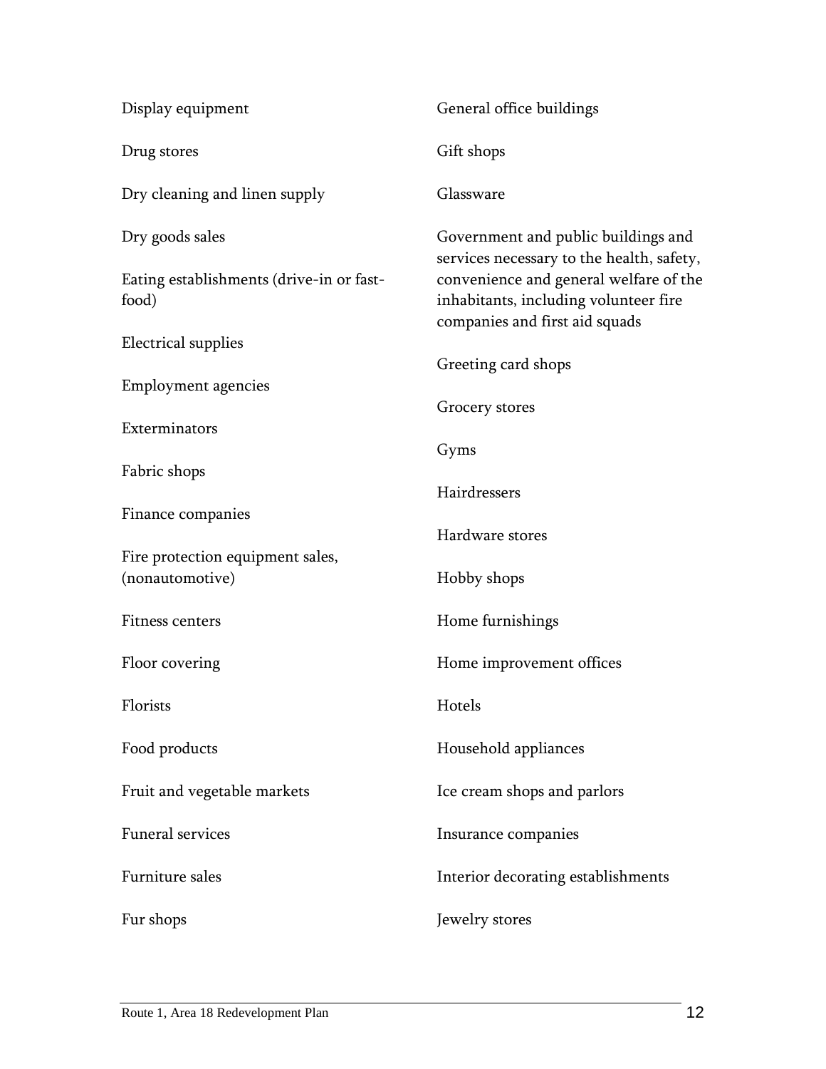Display equipment

Drug stores

Dry cleaning and linen supply

Dry goods sales

Eating establishments (drive-in or fast-food)

Electrical supplies

Employment agencies

Exterminators

Fabric shops

Finance companies

Fire protection equipment sales, (nonautomotive)

Fitness centers

Floor covering

Florists

Food products

Fruit and vegetable markets

Funeral services

Furniture sales

Fur shops

General office buildings

Gift shops

Glassware

Government and public buildings and services necessary to the health, safety, convenience and general welfare of the inhabitants, including volunteer fire companies and first aid squads

Greeting card shops

Grocery stores

Gyms

Hairdressers

Hardware stores

Hobby shops

Home furnishings

Home improvement offices

Hotels

Household appliances

Ice cream shops and parlors

Insurance companies

Interior decorating establishments

Jewelry stores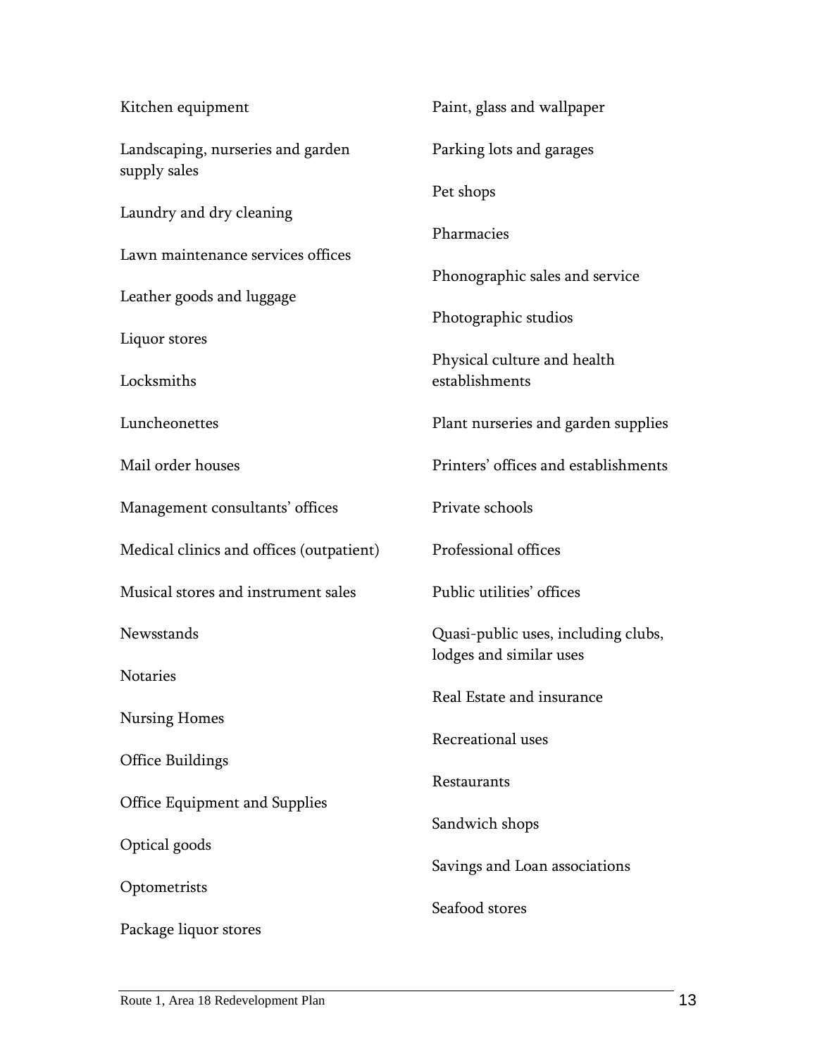Kitchen equipment

Landscaping, nurseries and garden supply sales

Laundry and dry cleaning

Lawn maintenance services offices

Leather goods and luggage

Liquor stores

Locksmiths

Luncheonettes

Mail order houses

Management consultants' offices

Medical clinics and offices (outpatient)

Musical stores and instrument sales

Newsstands

Notaries

Nursing Homes

Office Buildings

Office Equipment and Supplies

Optical goods

Optometrists

Package liquor stores

Paint, glass and wallpaper

Parking lots and garages

Pet shops

Pharmacies

Phonographic sales and service

Photographic studios

Physical culture and health establishments

Plant nurseries and garden supplies

Printers' offices and establishments

Private schools

Professional offices

Public utilities' offices

Quasi-public uses, including clubs, lodges and similar uses

Real Estate and insurance

Recreational uses

Restaurants

Sandwich shops

Savings and Loan associations

Seafood stores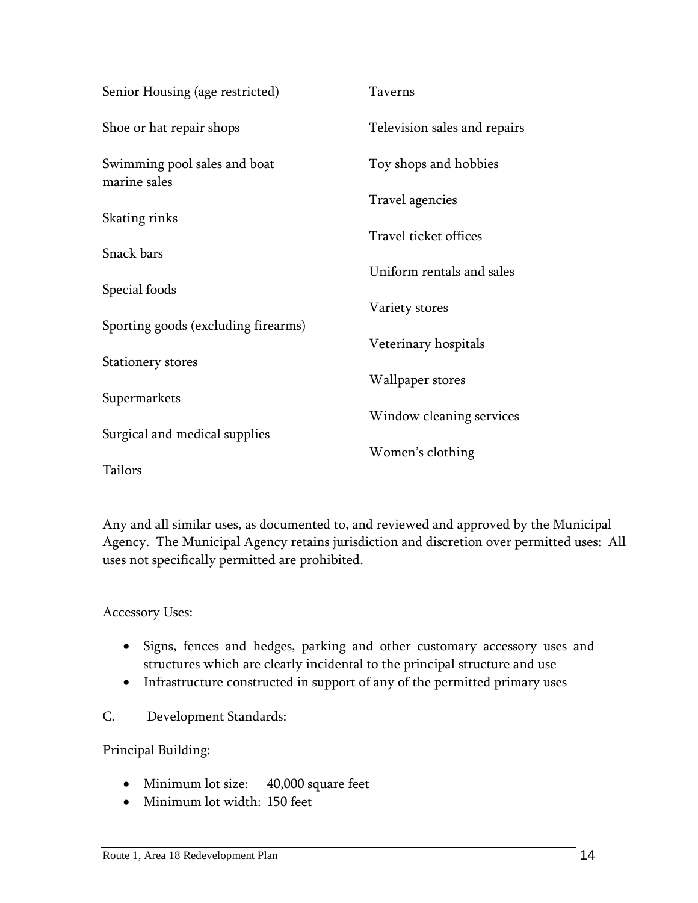- Senior Housing (age restricted)
- Shoe or hat repair shops
- Swimming pool sales and boat marine sales
- Skating rinks
- Snack bars
- Special foods
- Sporting goods (excluding firearms)
- Stationery stores
- Supermarkets
- Surgical and medical supplies
- Tailors
- Taverns
- Television sales and repairs
- Toy shops and hobbies
- Travel agencies
- Travel ticket offices
- Uniform rentals and sales
- Variety stores
- Veterinary hospitals
- Wallpaper stores
- Window cleaning services
- Women's clothing

Any and all similar uses, as documented to, and reviewed and approved by the Municipal Agency. The Municipal Agency retains jurisdiction and discretion over permitted uses: All uses not specifically permitted are prohibited.

Accessory Uses:

- Signs, fences and hedges, parking and other customary accessory uses and structures which are clearly incidental to the principal structure and use
- Infrastructure constructed in support of any of the permitted primary uses

C. Development Standards:

Principal Building:

- Minimum lot size: 40,000 square feet
- Minimum lot width: 150 feet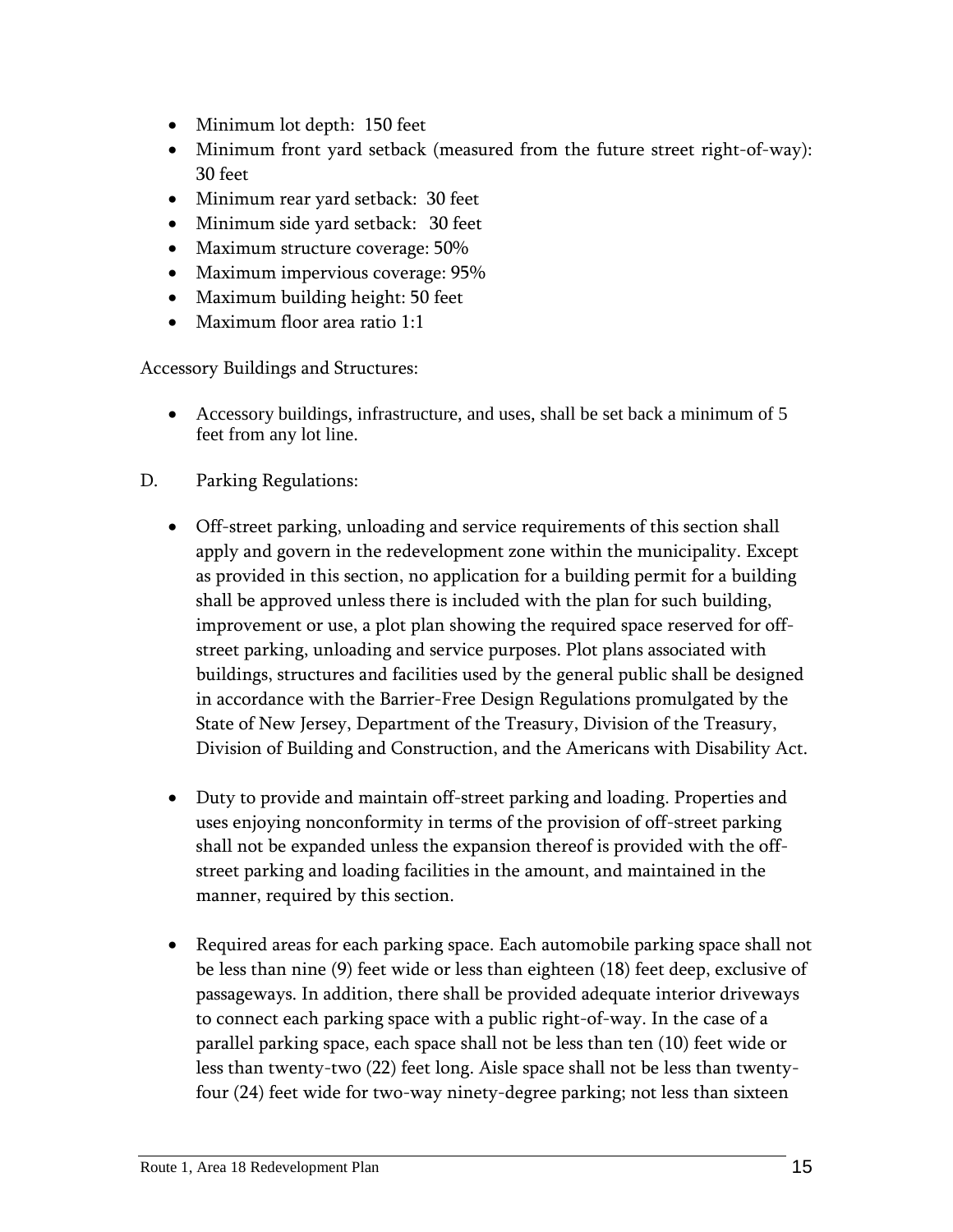- Minimum lot depth: 150 feet
- Minimum front yard setback (measured from the future street right-of-way): 30 feet
- Minimum rear yard setback: 30 feet
- Minimum side yard setback: 30 feet
- Maximum structure coverage: 50%
- Maximum impervious coverage: 95%
- Maximum building height: 50 feet
- Maximum floor area ratio 1:1

Accessory Buildings and Structures:

- Accessory buildings, infrastructure, and uses, shall be set back a minimum of 5 feet from any lot line.

D. Parking Regulations:

- Off-street parking, unloading and service requirements of this section shall apply and govern in the redevelopment zone within the municipality. Except as provided in this section, no application for a building permit for a building shall be approved unless there is included with the plan for such building, improvement or use, a plot plan showing the required space reserved for off-street parking, unloading and service purposes. Plot plans associated with buildings, structures and facilities used by the general public shall be designed in accordance with the Barrier-Free Design Regulations promulgated by the State of New Jersey, Department of the Treasury, Division of the Treasury, Division of Building and Construction, and the Americans with Disability Act.

- Duty to provide and maintain off-street parking and loading. Properties and uses enjoying nonconformity in terms of the provision of off-street parking shall not be expanded unless the expansion thereof is provided with the off-street parking and loading facilities in the amount, and maintained in the manner, required by this section.

- Required areas for each parking space. Each automobile parking space shall not be less than nine (9) feet wide or less than eighteen (18) feet deep, exclusive of passageways. In addition, there shall be provided adequate interior driveways to connect each parking space with a public right-of-way. In the case of a parallel parking space, each space shall not be less than ten (10) feet wide or less than twenty-two (22) feet long. Aisle space shall not be less than twenty-four (24) feet wide for two-way ninety-degree parking; not less than sixteen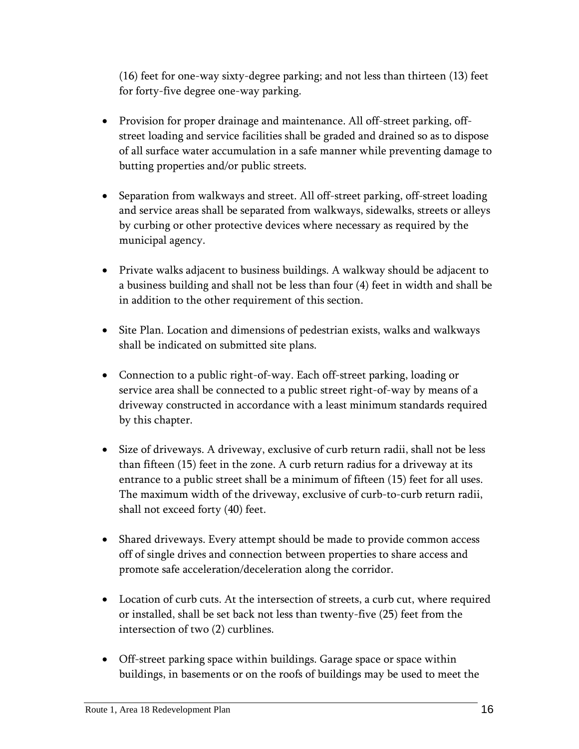(16) feet for one-way sixty-degree parking; and not less than thirteen (13) feet for forty-five degree one-way parking.

- Provision for proper drainage and maintenance. All off-street parking, off-street loading and service facilities shall be graded and drained so as to dispose of all surface water accumulation in a safe manner while preventing damage to butting properties and/or public streets.

- Separation from walkways and street. All off-street parking, off-street loading and service areas shall be separated from walkways, sidewalks, streets or alleys by curbing or other protective devices where necessary as required by the municipal agency.

- Private walks adjacent to business buildings. A walkway should be adjacent to a business building and shall not be less than four (4) feet in width and shall be in addition to the other requirement of this section.

- Site Plan. Location and dimensions of pedestrian exists, walks and walkways shall be indicated on submitted site plans.

- Connection to a public right-of-way. Each off-street parking, loading or service area shall be connected to a public street right-of-way by means of a driveway constructed in accordance with a least minimum standards required by this chapter.

- Size of driveways. A driveway, exclusive of curb return radii, shall not be less than fifteen (15) feet in the zone. A curb return radius for a driveway at its entrance to a public street shall be a minimum of fifteen (15) feet for all uses. The maximum width of the driveway, exclusive of curb-to-curb return radii, shall not exceed forty (40) feet.

- Shared driveways. Every attempt should be made to provide common access off of single drives and connection between properties to share access and promote safe acceleration/deceleration along the corridor.

- Location of curb cuts. At the intersection of streets, a curb cut, where required or installed, shall be set back not less than twenty-five (25) feet from the intersection of two (2) curblines.

- Off-street parking space within buildings. Garage space or space within buildings, in basements or on the roofs of buildings may be used to meet the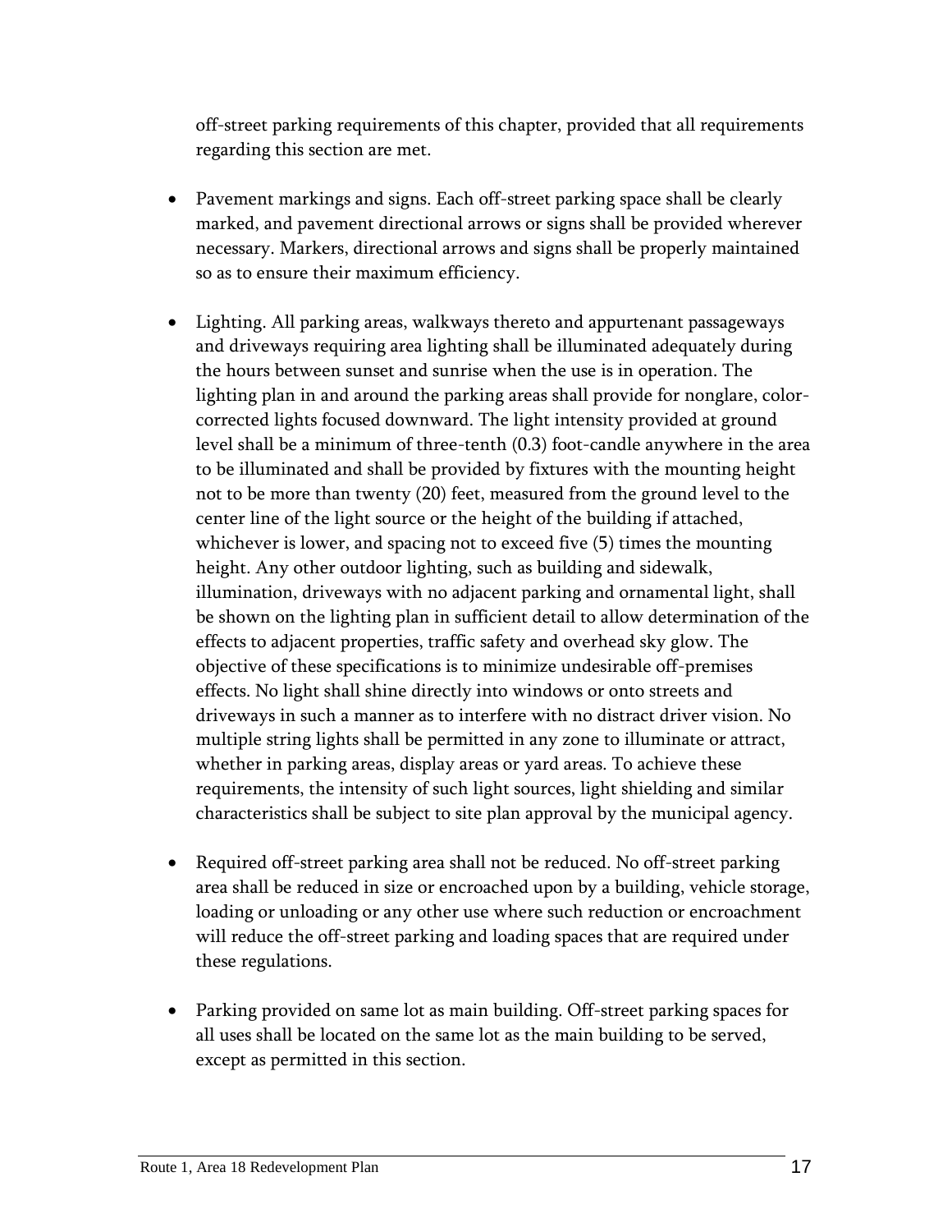off-street parking requirements of this chapter, provided that all requirements regarding this section are met.

- Pavement markings and signs. Each off-street parking space shall be clearly marked, and pavement directional arrows or signs shall be provided wherever necessary. Markers, directional arrows and signs shall be properly maintained so as to ensure their maximum efficiency.

- Lighting. All parking areas, walkways thereto and appurtenant passageways and driveways requiring area lighting shall be illuminated adequately during the hours between sunset and sunrise when the use is in operation. The lighting plan in and around the parking areas shall provide for nonglare, color-corrected lights focused downward. The light intensity provided at ground level shall be a minimum of three-tenth (0.3) foot-candle anywhere in the area to be illuminated and shall be provided by fixtures with the mounting height not to be more than twenty (20) feet, measured from the ground level to the center line of the light source or the height of the building if attached, whichever is lower, and spacing not to exceed five (5) times the mounting height. Any other outdoor lighting, such as building and sidewalk, illumination, driveways with no adjacent parking and ornamental light, shall be shown on the lighting plan in sufficient detail to allow determination of the effects to adjacent properties, traffic safety and overhead sky glow. The objective of these specifications is to minimize undesirable off-premises effects. No light shall shine directly into windows or onto streets and driveways in such a manner as to interfere with no distract driver vision. No multiple string lights shall be permitted in any zone to illuminate or attract, whether in parking areas, display areas or yard areas. To achieve these requirements, the intensity of such light sources, light shielding and similar characteristics shall be subject to site plan approval by the municipal agency.

- Required off-street parking area shall not be reduced. No off-street parking area shall be reduced in size or encroached upon by a building, vehicle storage, loading or unloading or any other use where such reduction or encroachment will reduce the off-street parking and loading spaces that are required under these regulations.

- Parking provided on same lot as main building. Off-street parking spaces for all uses shall be located on the same lot as the main building to be served, except as permitted in this section.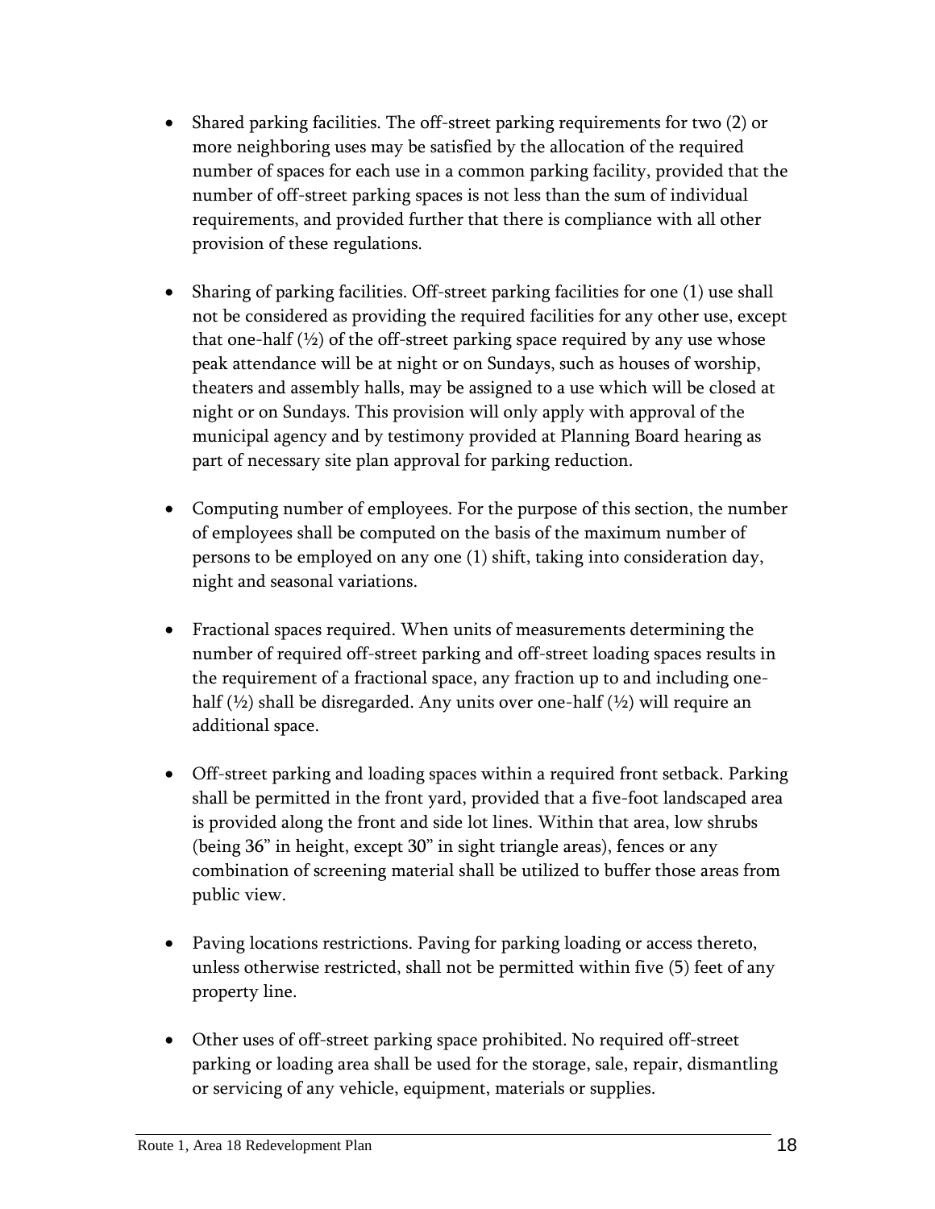- Shared parking facilities. The off-street parking requirements for two (2) or more neighboring uses may be satisfied by the allocation of the required number of spaces for each use in a common parking facility, provided that the number of off-street parking spaces is not less than the sum of individual requirements, and provided further that there is compliance with all other provision of these regulations.

- Sharing of parking facilities. Off-street parking facilities for one (1) use shall not be considered as providing the required facilities for any other use, except that one-half (½) of the off-street parking space required by any use whose peak attendance will be at night or on Sundays, such as houses of worship, theaters and assembly halls, may be assigned to a use which will be closed at night or on Sundays. This provision will only apply with approval of the municipal agency and by testimony provided at Planning Board hearing as part of necessary site plan approval for parking reduction.

- Computing number of employees. For the purpose of this section, the number of employees shall be computed on the basis of the maximum number of persons to be employed on any one (1) shift, taking into consideration day, night and seasonal variations.

- Fractional spaces required. When units of measurements determining the number of required off-street parking and off-street loading spaces results in the requirement of a fractional space, any fraction up to and including one-half (½) shall be disregarded. Any units over one-half (½) will require an additional space.

- Off-street parking and loading spaces within a required front setback. Parking shall be permitted in the front yard, provided that a five-foot landscaped area is provided along the front and side lot lines. Within that area, low shrubs (being 36" in height, except 30" in sight triangle areas), fences or any combination of screening material shall be utilized to buffer those areas from public view.

- Paving locations restrictions. Paving for parking loading or access thereto, unless otherwise restricted, shall not be permitted within five (5) feet of any property line.

- Other uses of off-street parking space prohibited. No required off-street parking or loading area shall be used for the storage, sale, repair, dismantling or servicing of any vehicle, equipment, materials or supplies.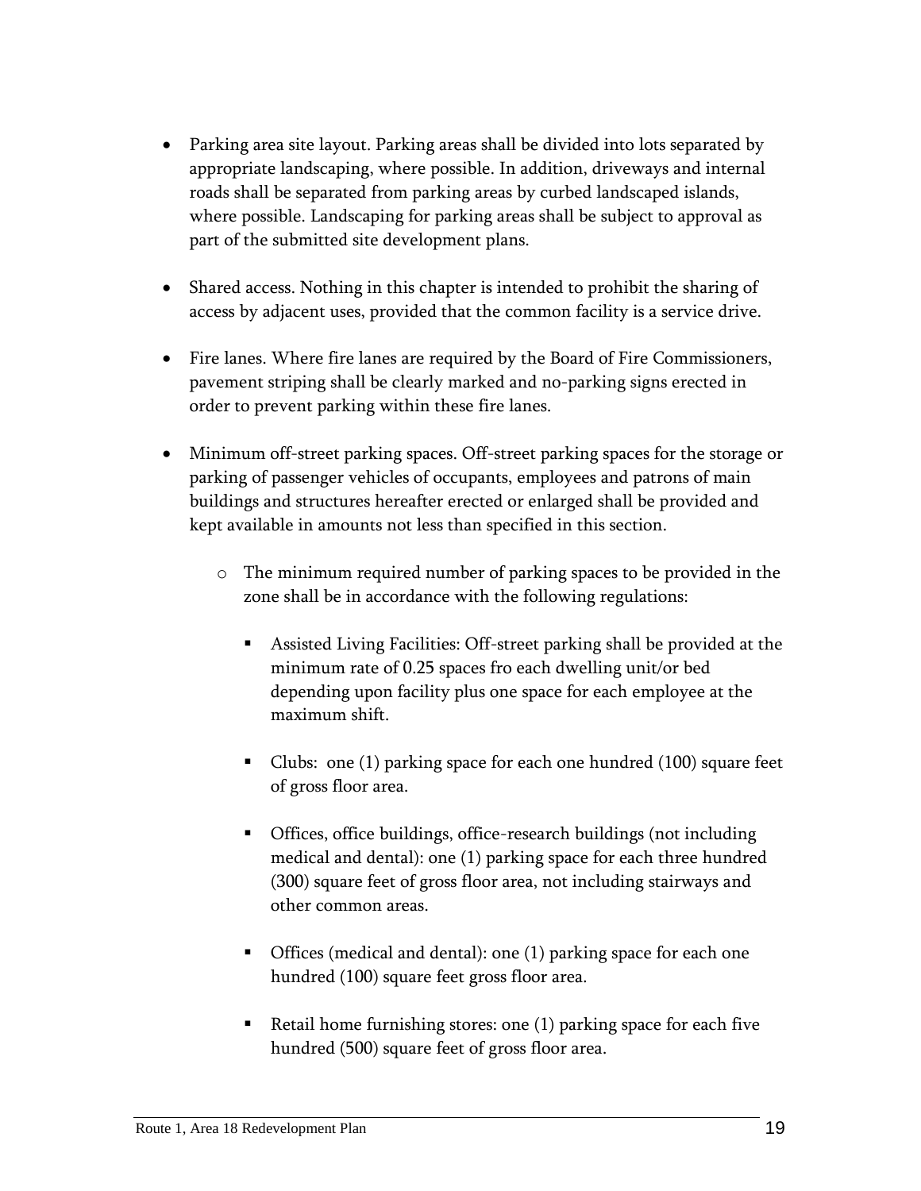- Parking area site layout. Parking areas shall be divided into lots separated by appropriate landscaping, where possible. In addition, driveways and internal roads shall be separated from parking areas by curbed landscaped islands, where possible. Landscaping for parking areas shall be subject to approval as part of the submitted site development plans.

- Shared access. Nothing in this chapter is intended to prohibit the sharing of access by adjacent uses, provided that the common facility is a service drive.

- Fire lanes. Where fire lanes are required by the Board of Fire Commissioners, pavement striping shall be clearly marked and no-parking signs erected in order to prevent parking within these fire lanes.

- Minimum off-street parking spaces. Off-street parking spaces for the storage or parking of passenger vehicles of occupants, employees and patrons of main buildings and structures hereafter erected or enlarged shall be provided and kept available in amounts not less than specified in this section.

  - The minimum required number of parking spaces to be provided in the zone shall be in accordance with the following regulations:

    - Assisted Living Facilities: Off-street parking shall be provided at the minimum rate of 0.25 spaces fro each dwelling unit/or bed depending upon facility plus one space for each employee at the maximum shift.

    - Clubs: one (1) parking space for each one hundred (100) square feet of gross floor area.

    - Offices, office buildings, office-research buildings (not including medical and dental): one (1) parking space for each three hundred (300) square feet of gross floor area, not including stairways and other common areas.

    - Offices (medical and dental): one (1) parking space for each one hundred (100) square feet gross floor area.

    - Retail home furnishing stores: one (1) parking space for each five hundred (500) square feet of gross floor area.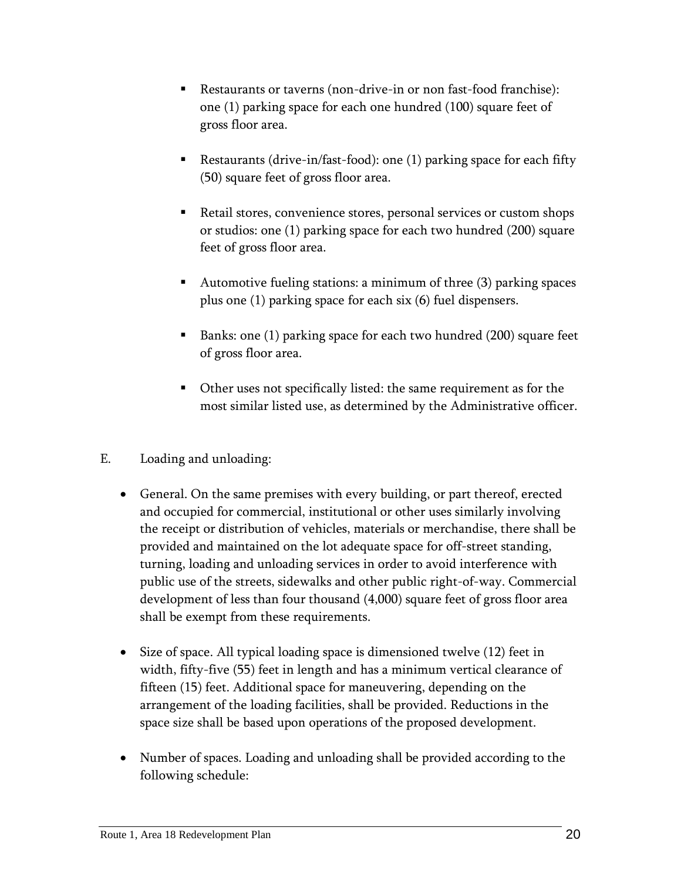- Restaurants or taverns (non-drive-in or non fast-food franchise): one (1) parking space for each one hundred (100) square feet of gross floor area.

- Restaurants (drive-in/fast-food): one (1) parking space for each fifty (50) square feet of gross floor area.

- Retail stores, convenience stores, personal services or custom shops or studios: one (1) parking space for each two hundred (200) square feet of gross floor area.

- Automotive fueling stations: a minimum of three (3) parking spaces plus one (1) parking space for each six (6) fuel dispensers.

- Banks: one (1) parking space for each two hundred (200) square feet of gross floor area.

- Other uses not specifically listed: the same requirement as for the most similar listed use, as determined by the Administrative officer.

E. Loading and unloading:

- General. On the same premises with every building, or part thereof, erected and occupied for commercial, institutional or other uses similarly involving the receipt or distribution of vehicles, materials or merchandise, there shall be provided and maintained on the lot adequate space for off-street standing, turning, loading and unloading services in order to avoid interference with public use of the streets, sidewalks and other public right-of-way. Commercial development of less than four thousand (4,000) square feet of gross floor area shall be exempt from these requirements.

- Size of space. All typical loading space is dimensioned twelve (12) feet in width, fifty-five (55) feet in length and has a minimum vertical clearance of fifteen (15) feet. Additional space for maneuvering, depending on the arrangement of the loading facilities, shall be provided. Reductions in the space size shall be based upon operations of the proposed development.

- Number of spaces. Loading and unloading shall be provided according to the following schedule: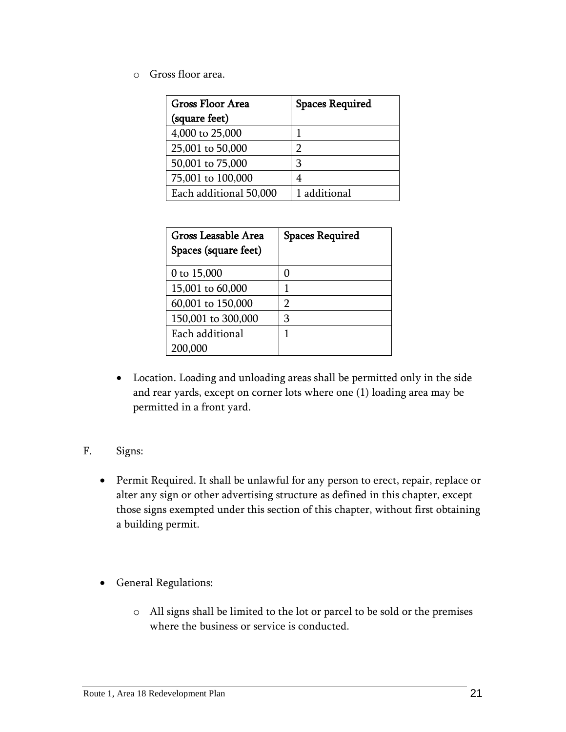- Gross floor area.

| Gross Floor Area (square feet) | Spaces Required |
|---|---|
| 4,000 to 25,000 | 1 |
| 25,001 to 50,000 | 2 |
| 50,001 to 75,000 | 3 |
| 75,001 to 100,000 | 4 |
| Each additional 50,000 | 1 additional |

| Gross Leasable Area Spaces (square feet) | Spaces Required |
|---|---|
| 0 to 15,000 | 0 |
| 15,001 to 60,000 | 1 |
| 60,001 to 150,000 | 2 |
| 150,001 to 300,000 | 3 |
| Each additional 200,000 | 1 |

- Location. Loading and unloading areas shall be permitted only in the side and rear yards, except on corner lots where one (1) loading area may be permitted in a front yard.

F. Signs:

- Permit Required. It shall be unlawful for any person to erect, repair, replace or alter any sign or other advertising structure as defined in this chapter, except those signs exempted under this section of this chapter, without first obtaining a building permit.

- General Regulations:
  - All signs shall be limited to the lot or parcel to be sold or the premises where the business or service is conducted.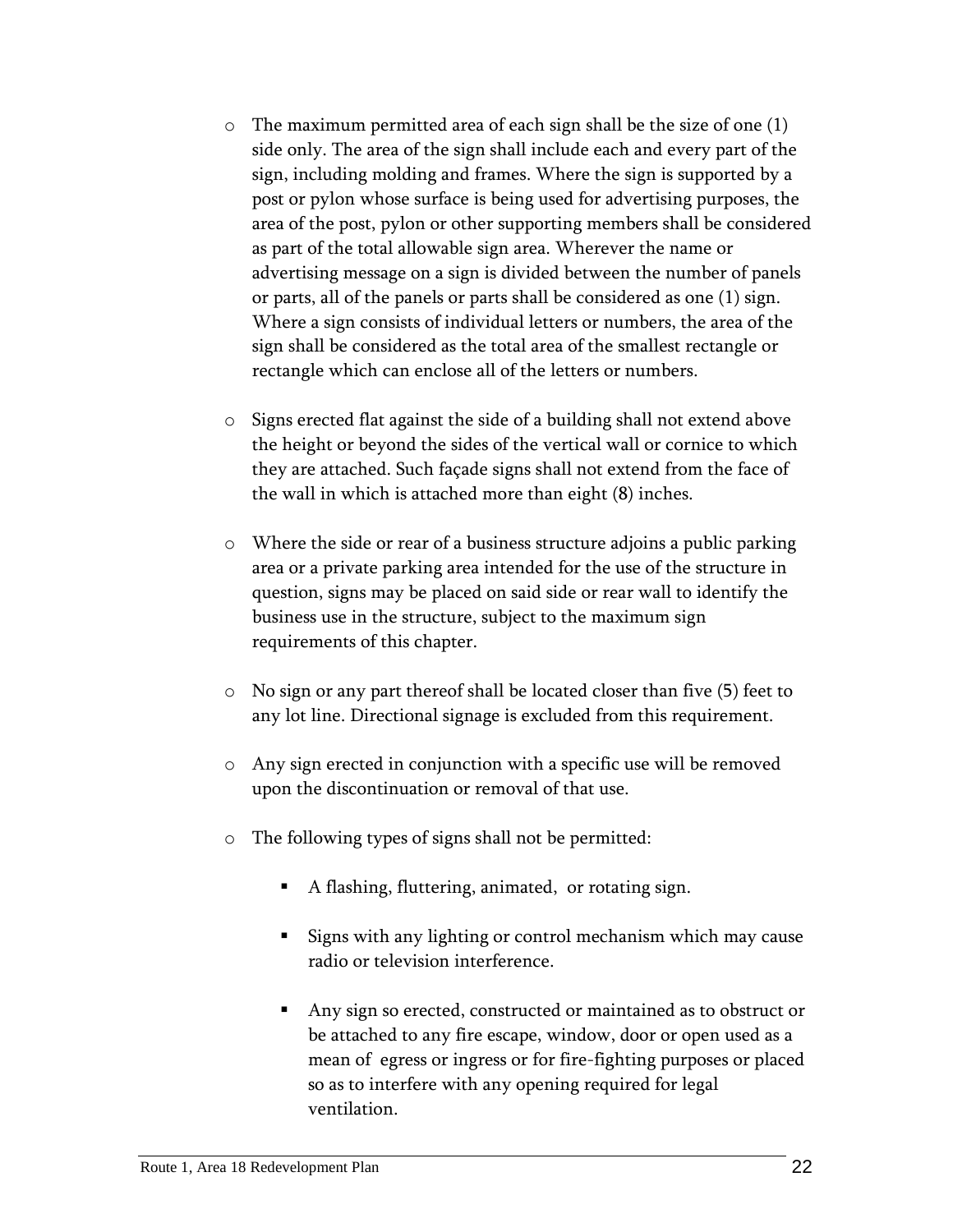- The maximum permitted area of each sign shall be the size of one (1) side only. The area of the sign shall include each and every part of the sign, including molding and frames. Where the sign is supported by a post or pylon whose surface is being used for advertising purposes, the area of the post, pylon or other supporting members shall be considered as part of the total allowable sign area. Wherever the name or advertising message on a sign is divided between the number of panels or parts, all of the panels or parts shall be considered as one (1) sign. Where a sign consists of individual letters or numbers, the area of the sign shall be considered as the total area of the smallest rectangle or rectangle which can enclose all of the letters or numbers.

- Signs erected flat against the side of a building shall not extend above the height or beyond the sides of the vertical wall or cornice to which they are attached. Such façade signs shall not extend from the face of the wall in which is attached more than eight (8) inches.

- Where the side or rear of a business structure adjoins a public parking area or a private parking area intended for the use of the structure in question, signs may be placed on said side or rear wall to identify the business use in the structure, subject to the maximum sign requirements of this chapter.

- No sign or any part thereof shall be located closer than five (5) feet to any lot line. Directional signage is excluded from this requirement.

- Any sign erected in conjunction with a specific use will be removed upon the discontinuation or removal of that use.

- The following types of signs shall not be permitted:

  - A flashing, fluttering, animated, or rotating sign.

  - Signs with any lighting or control mechanism which may cause radio or television interference.

  - Any sign so erected, constructed or maintained as to obstruct or be attached to any fire escape, window, door or open used as a mean of egress or ingress or for fire-fighting purposes or placed so as to interfere with any opening required for legal ventilation.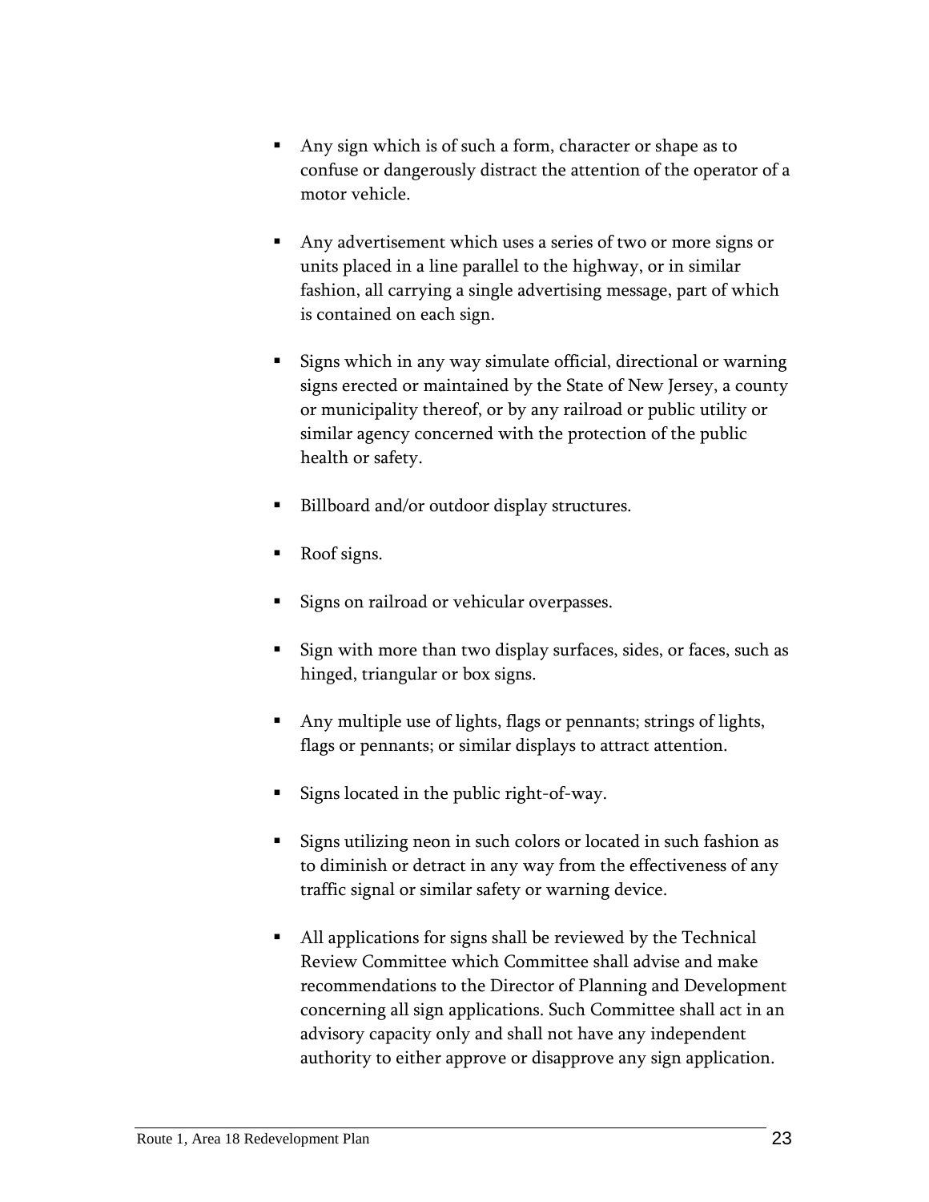- Any sign which is of such a form, character or shape as to confuse or dangerously distract the attention of the operator of a motor vehicle.

- Any advertisement which uses a series of two or more signs or units placed in a line parallel to the highway, or in similar fashion, all carrying a single advertising message, part of which is contained on each sign.

- Signs which in any way simulate official, directional or warning signs erected or maintained by the State of New Jersey, a county or municipality thereof, or by any railroad or public utility or similar agency concerned with the protection of the public health or safety.

- Billboard and/or outdoor display structures.

- Roof signs.

- Signs on railroad or vehicular overpasses.

- Sign with more than two display surfaces, sides, or faces, such as hinged, triangular or box signs.

- Any multiple use of lights, flags or pennants; strings of lights, flags or pennants; or similar displays to attract attention.

- Signs located in the public right-of-way.

- Signs utilizing neon in such colors or located in such fashion as to diminish or detract in any way from the effectiveness of any traffic signal or similar safety or warning device.

- All applications for signs shall be reviewed by the Technical Review Committee which Committee shall advise and make recommendations to the Director of Planning and Development concerning all sign applications. Such Committee shall act in an advisory capacity only and shall not have any independent authority to either approve or disapprove any sign application.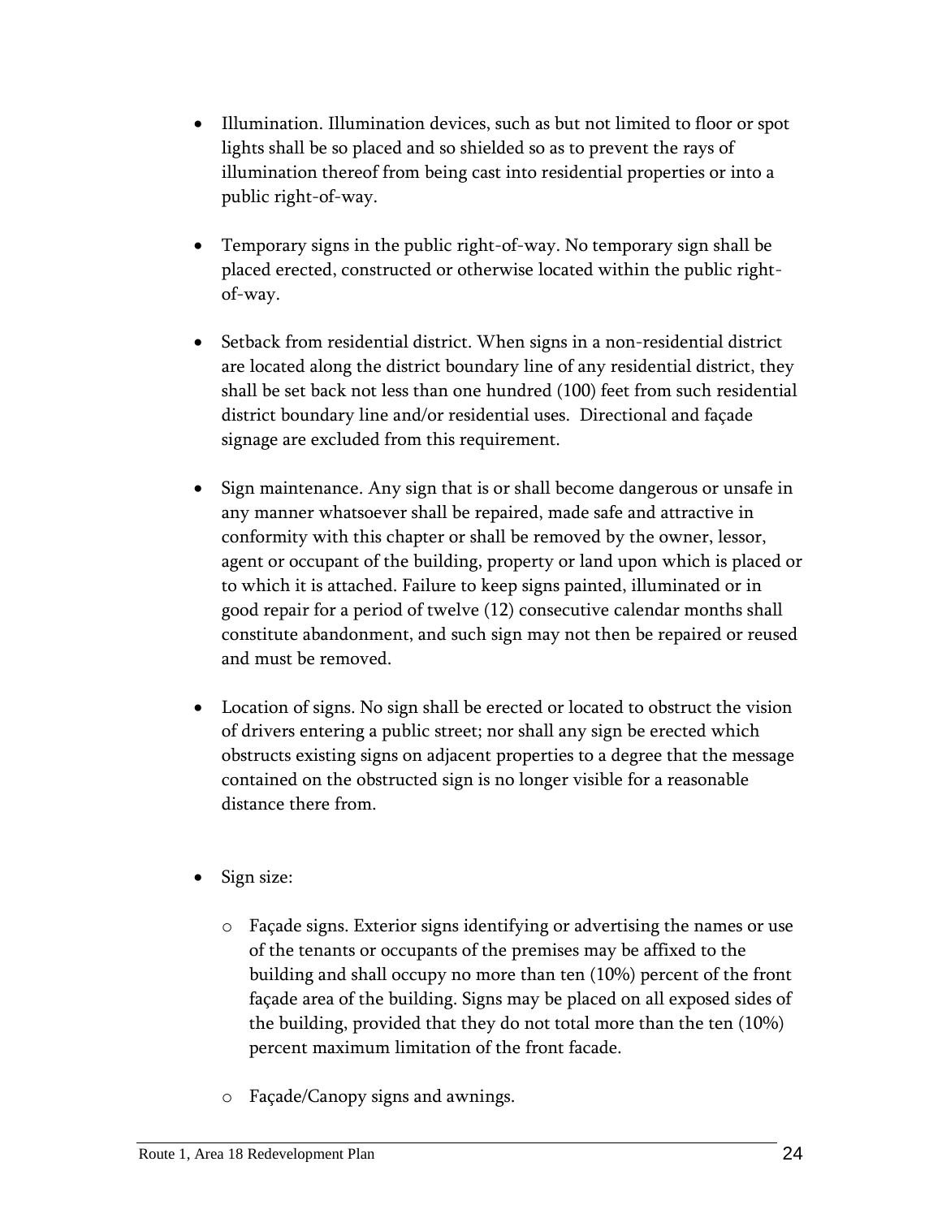- Illumination. Illumination devices, such as but not limited to floor or spot lights shall be so placed and so shielded so as to prevent the rays of illumination thereof from being cast into residential properties or into a public right-of-way.

- Temporary signs in the public right-of-way. No temporary sign shall be placed erected, constructed or otherwise located within the public right-of-way.

- Setback from residential district. When signs in a non-residential district are located along the district boundary line of any residential district, they shall be set back not less than one hundred (100) feet from such residential district boundary line and/or residential uses. Directional and façade signage are excluded from this requirement.

- Sign maintenance. Any sign that is or shall become dangerous or unsafe in any manner whatsoever shall be repaired, made safe and attractive in conformity with this chapter or shall be removed by the owner, lessor, agent or occupant of the building, property or land upon which is placed or to which it is attached. Failure to keep signs painted, illuminated or in good repair for a period of twelve (12) consecutive calendar months shall constitute abandonment, and such sign may not then be repaired or reused and must be removed.

- Location of signs. No sign shall be erected or located to obstruct the vision of drivers entering a public street; nor shall any sign be erected which obstructs existing signs on adjacent properties to a degree that the message contained on the obstructed sign is no longer visible for a reasonable distance there from.

- Sign size:

  - Façade signs. Exterior signs identifying or advertising the names or use of the tenants or occupants of the premises may be affixed to the building and shall occupy no more than ten (10%) percent of the front façade area of the building. Signs may be placed on all exposed sides of the building, provided that they do not total more than the ten (10%) percent maximum limitation of the front facade.

  - Façade/Canopy signs and awnings.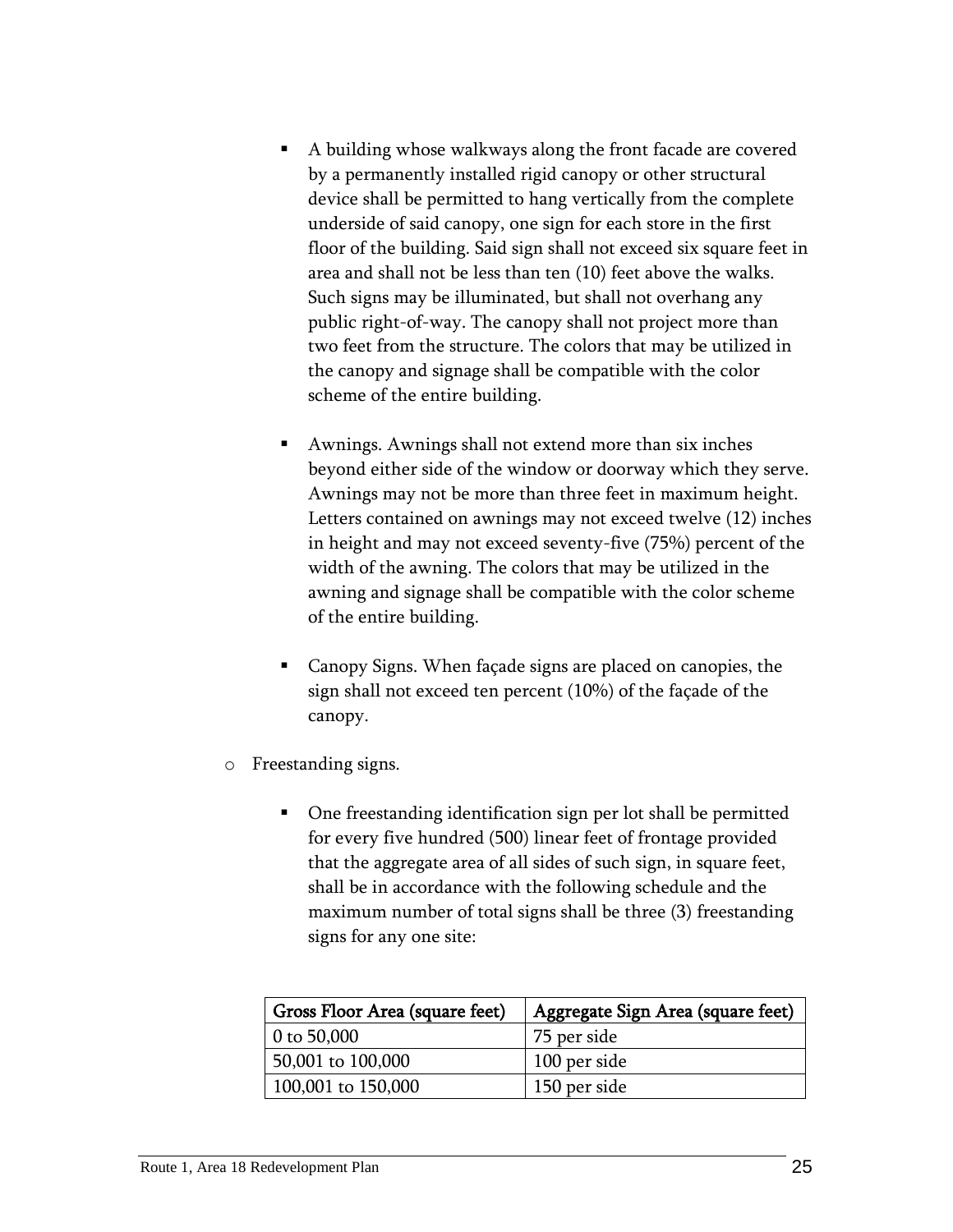- A building whose walkways along the front facade are covered by a permanently installed rigid canopy or other structural device shall be permitted to hang vertically from the complete underside of said canopy, one sign for each store in the first floor of the building. Said sign shall not exceed six square feet in area and shall not be less than ten (10) feet above the walks. Such signs may be illuminated, but shall not overhang any public right-of-way. The canopy shall not project more than two feet from the structure. The colors that may be utilized in the canopy and signage shall be compatible with the color scheme of the entire building.

  - Awnings. Awnings shall not extend more than six inches beyond either side of the window or doorway which they serve. Awnings may not be more than three feet in maximum height. Letters contained on awnings may not exceed twelve (12) inches in height and may not exceed seventy-five (75%) percent of the width of the awning. The colors that may be utilized in the awning and signage shall be compatible with the color scheme of the entire building.

  - Canopy Signs. When façade signs are placed on canopies, the sign shall not exceed ten percent (10%) of the façade of the canopy.

- Freestanding signs.

  - One freestanding identification sign per lot shall be permitted for every five hundred (500) linear feet of frontage provided that the aggregate area of all sides of such sign, in square feet, shall be in accordance with the following schedule and the maximum number of total signs shall be three (3) freestanding signs for any one site:

| Gross Floor Area (square feet) | Aggregate Sign Area (square feet) |
|---|---|
| 0 to 50,000 | 75 per side |
| 50,001 to 100,000 | 100 per side |
| 100,001 to 150,000 | 150 per side |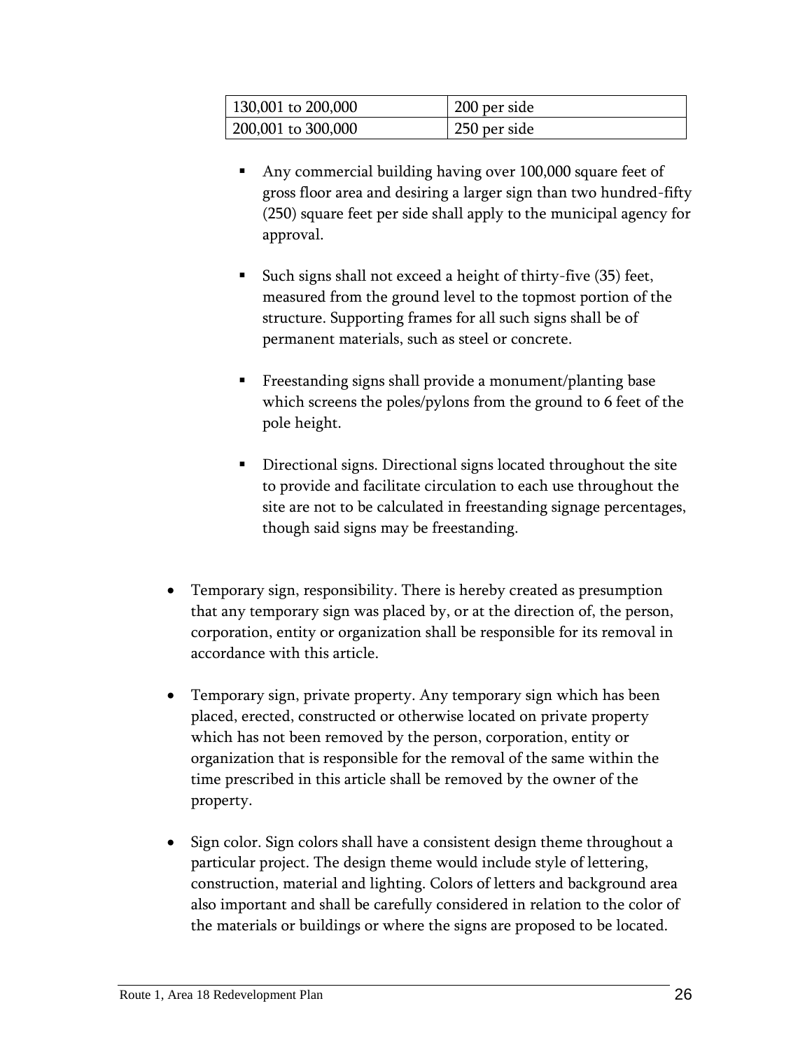| 130,001 to 200,000 | 200 per side |
| --- | --- |
| 200,001 to 300,000 | 250 per side |

- Any commercial building having over 100,000 square feet of gross floor area and desiring a larger sign than two hundred-fifty (250) square feet per side shall apply to the municipal agency for approval.

- Such signs shall not exceed a height of thirty-five (35) feet, measured from the ground level to the topmost portion of the structure. Supporting frames for all such signs shall be of permanent materials, such as steel or concrete.

- Freestanding signs shall provide a monument/planting base which screens the poles/pylons from the ground to 6 feet of the pole height.

- Directional signs. Directional signs located throughout the site to provide and facilitate circulation to each use throughout the site are not to be calculated in freestanding signage percentages, though said signs may be freestanding.

- Temporary sign, responsibility. There is hereby created as presumption that any temporary sign was placed by, or at the direction of, the person, corporation, entity or organization shall be responsible for its removal in accordance with this article.

- Temporary sign, private property. Any temporary sign which has been placed, erected, constructed or otherwise located on private property which has not been removed by the person, corporation, entity or organization that is responsible for the removal of the same within the time prescribed in this article shall be removed by the owner of the property.

- Sign color. Sign colors shall have a consistent design theme throughout a particular project. The design theme would include style of lettering, construction, material and lighting. Colors of letters and background area also important and shall be carefully considered in relation to the color of the materials or buildings or where the signs are proposed to be located.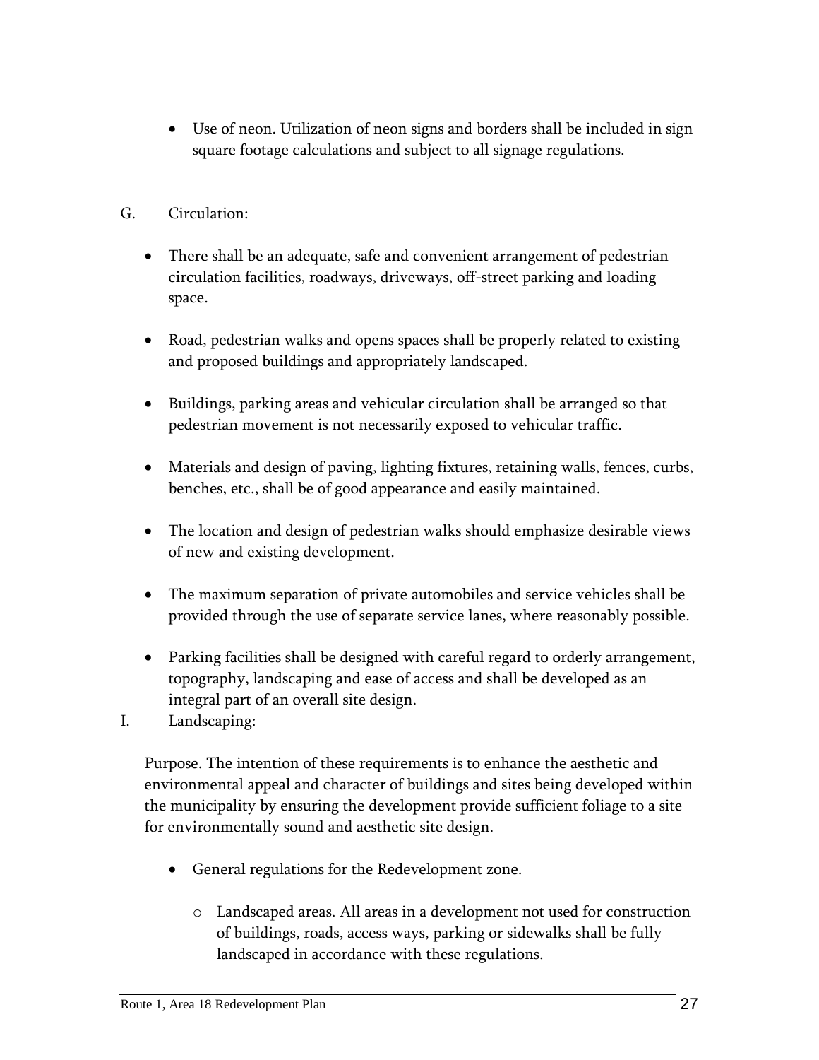- Use of neon. Utilization of neon signs and borders shall be included in sign square footage calculations and subject to all signage regulations.

G. Circulation:

- There shall be an adequate, safe and convenient arrangement of pedestrian circulation facilities, roadways, driveways, off-street parking and loading space.
- Road, pedestrian walks and opens spaces shall be properly related to existing and proposed buildings and appropriately landscaped.
- Buildings, parking areas and vehicular circulation shall be arranged so that pedestrian movement is not necessarily exposed to vehicular traffic.
- Materials and design of paving, lighting fixtures, retaining walls, fences, curbs, benches, etc., shall be of good appearance and easily maintained.
- The location and design of pedestrian walks should emphasize desirable views of new and existing development.
- The maximum separation of private automobiles and service vehicles shall be provided through the use of separate service lanes, where reasonably possible.
- Parking facilities shall be designed with careful regard to orderly arrangement, topography, landscaping and ease of access and shall be developed as an integral part of an overall site design.

I. Landscaping:

Purpose. The intention of these requirements is to enhance the aesthetic and environmental appeal and character of buildings and sites being developed within the municipality by ensuring the development provide sufficient foliage to a site for environmentally sound and aesthetic site design.

- General regulations for the Redevelopment zone.
    - Landscaped areas. All areas in a development not used for construction of buildings, roads, access ways, parking or sidewalks shall be fully landscaped in accordance with these regulations.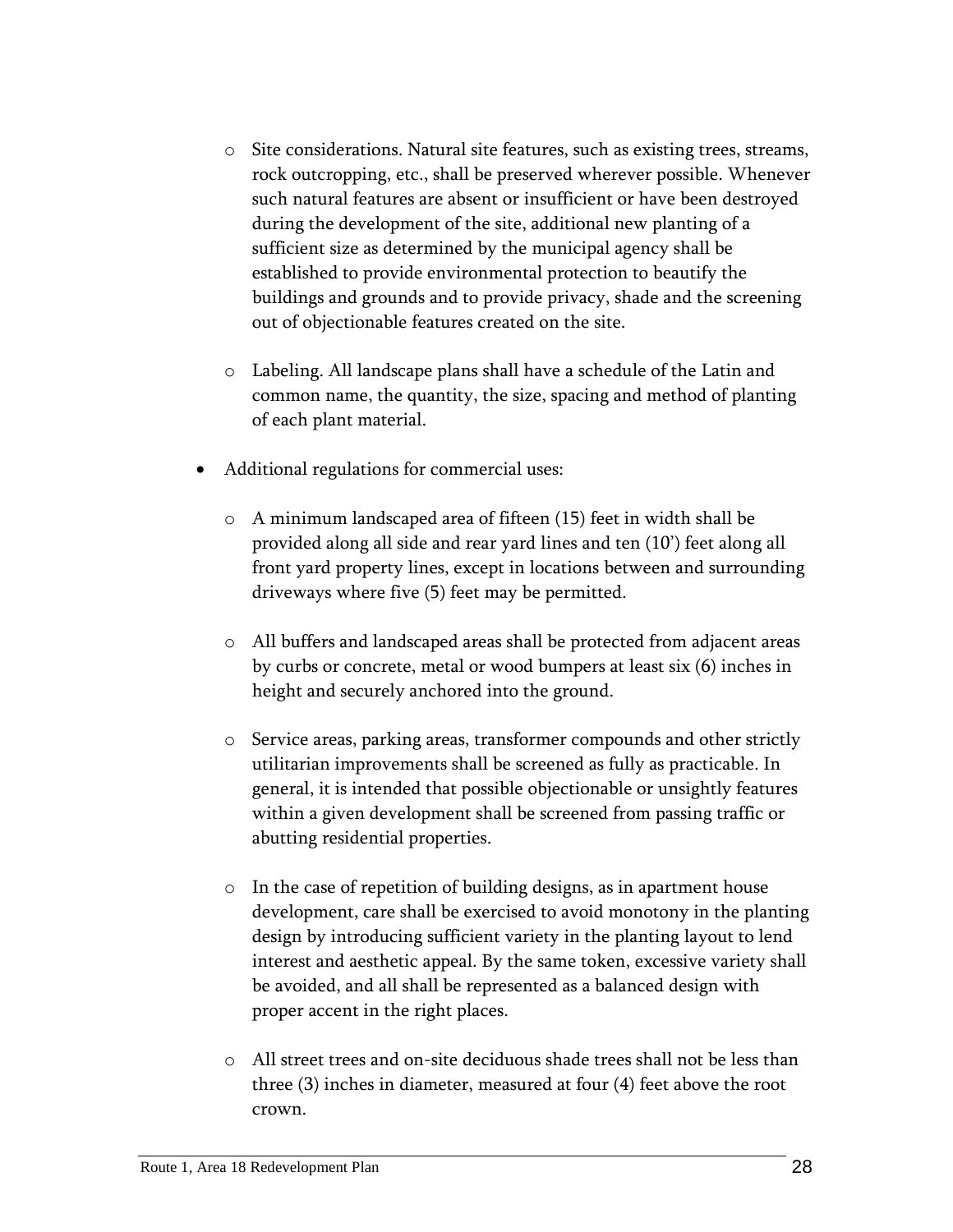- Site considerations. Natural site features, such as existing trees, streams, rock outcropping, etc., shall be preserved wherever possible. Whenever such natural features are absent or insufficient or have been destroyed during the development of the site, additional new planting of a sufficient size as determined by the municipal agency shall be established to provide environmental protection to beautify the buildings and grounds and to provide privacy, shade and the screening out of objectionable features created on the site.

  - Labeling. All landscape plans shall have a schedule of the Latin and common name, the quantity, the size, spacing and method of planting of each plant material.

- Additional regulations for commercial uses:

  - A minimum landscaped area of fifteen (15) feet in width shall be provided along all side and rear yard lines and ten (10') feet along all front yard property lines, except in locations between and surrounding driveways where five (5) feet may be permitted.

  - All buffers and landscaped areas shall be protected from adjacent areas by curbs or concrete, metal or wood bumpers at least six (6) inches in height and securely anchored into the ground.

  - Service areas, parking areas, transformer compounds and other strictly utilitarian improvements shall be screened as fully as practicable. In general, it is intended that possible objectionable or unsightly features within a given development shall be screened from passing traffic or abutting residential properties.

  - In the case of repetition of building designs, as in apartment house development, care shall be exercised to avoid monotony in the planting design by introducing sufficient variety in the planting layout to lend interest and aesthetic appeal. By the same token, excessive variety shall be avoided, and all shall be represented as a balanced design with proper accent in the right places.

  - All street trees and on-site deciduous shade trees shall not be less than three (3) inches in diameter, measured at four (4) feet above the root crown.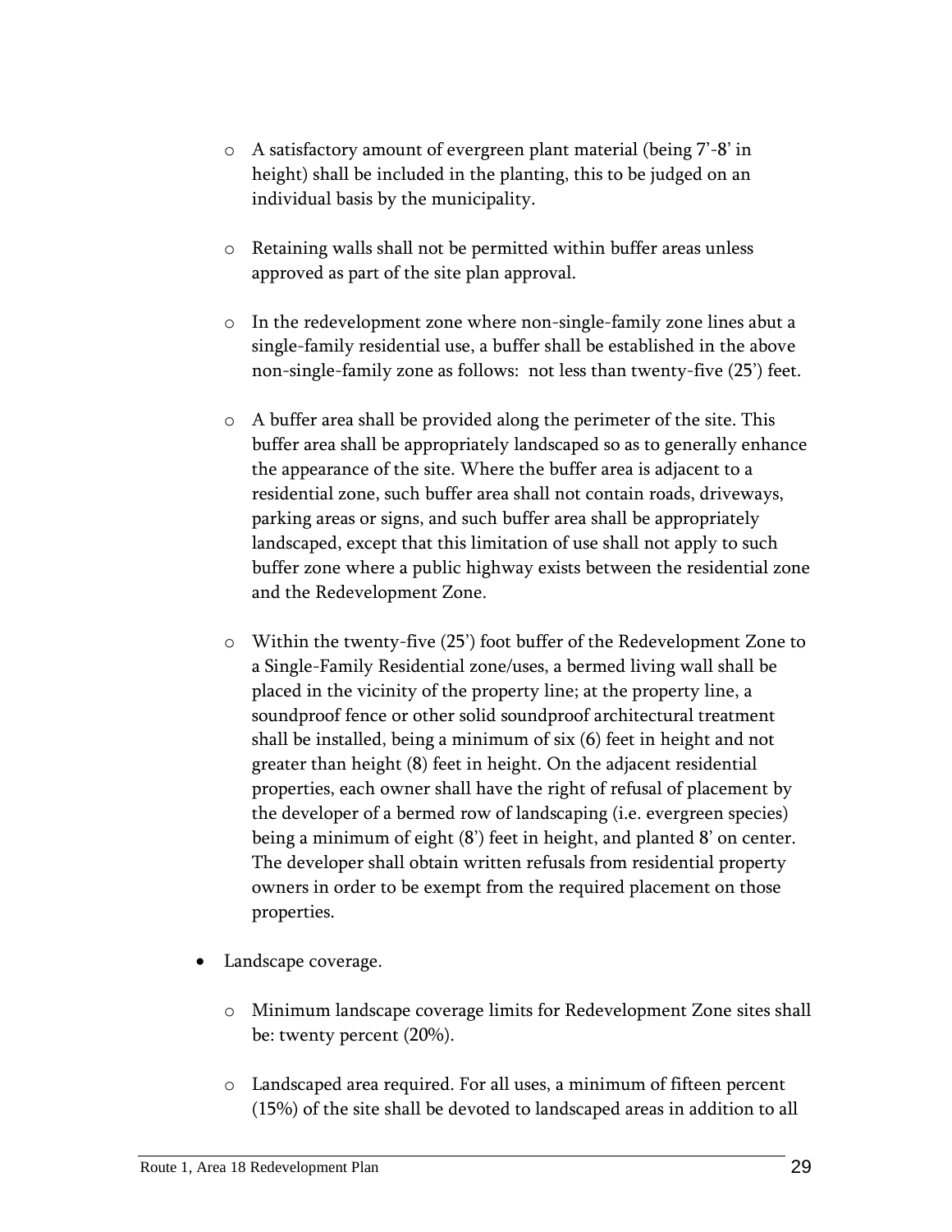- A satisfactory amount of evergreen plant material (being 7'-8' in height) shall be included in the planting, this to be judged on an individual basis by the municipality.

- Retaining walls shall not be permitted within buffer areas unless approved as part of the site plan approval.

- In the redevelopment zone where non-single-family zone lines abut a single-family residential use, a buffer shall be established in the above non-single-family zone as follows: not less than twenty-five (25') feet.

- A buffer area shall be provided along the perimeter of the site. This buffer area shall be appropriately landscaped so as to generally enhance the appearance of the site. Where the buffer area is adjacent to a residential zone, such buffer area shall not contain roads, driveways, parking areas or signs, and such buffer area shall be appropriately landscaped, except that this limitation of use shall not apply to such buffer zone where a public highway exists between the residential zone and the Redevelopment Zone.

- Within the twenty-five (25') foot buffer of the Redevelopment Zone to a Single-Family Residential zone/uses, a bermed living wall shall be placed in the vicinity of the property line; at the property line, a soundproof fence or other solid soundproof architectural treatment shall be installed, being a minimum of six (6) feet in height and not greater than height (8) feet in height. On the adjacent residential properties, each owner shall have the right of refusal of placement by the developer of a bermed row of landscaping (i.e. evergreen species) being a minimum of eight (8') feet in height, and planted 8' on center. The developer shall obtain written refusals from residential property owners in order to be exempt from the required placement on those properties.

- Landscape coverage.

  - Minimum landscape coverage limits for Redevelopment Zone sites shall be: twenty percent (20%).

  - Landscaped area required. For all uses, a minimum of fifteen percent (15%) of the site shall be devoted to landscaped areas in addition to all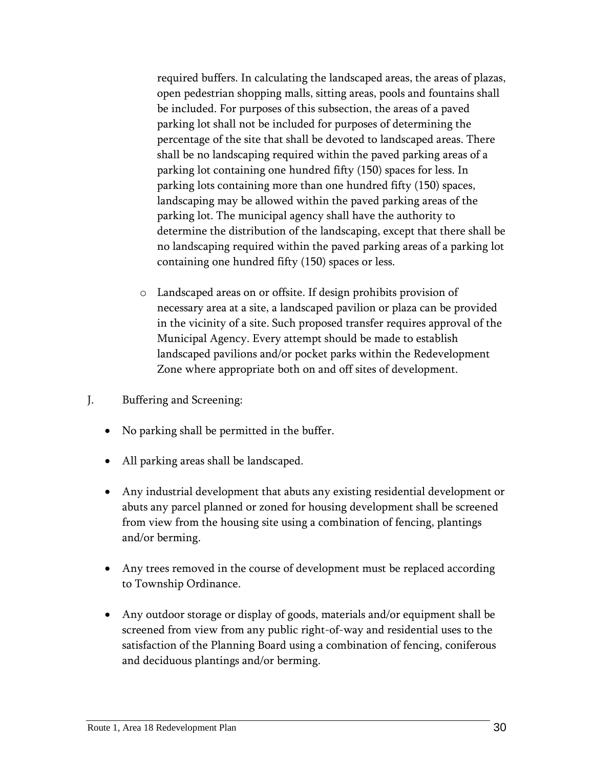required buffers. In calculating the landscaped areas, the areas of plazas, open pedestrian shopping malls, sitting areas, pools and fountains shall be included. For purposes of this subsection, the areas of a paved parking lot shall not be included for purposes of determining the percentage of the site that shall be devoted to landscaped areas. There shall be no landscaping required within the paved parking areas of a parking lot containing one hundred fifty (150) spaces for less. In parking lots containing more than one hundred fifty (150) spaces, landscaping may be allowed within the paved parking areas of the parking lot. The municipal agency shall have the authority to determine the distribution of the landscaping, except that there shall be no landscaping required within the paved parking areas of a parking lot containing one hundred fifty (150) spaces or less.

- Landscaped areas on or offsite. If design prohibits provision of necessary area at a site, a landscaped pavilion or plaza can be provided in the vicinity of a site. Such proposed transfer requires approval of the Municipal Agency. Every attempt should be made to establish landscaped pavilions and/or pocket parks within the Redevelopment Zone where appropriate both on and off sites of development.

J. Buffering and Screening:

- No parking shall be permitted in the buffer.
- All parking areas shall be landscaped.
- Any industrial development that abuts any existing residential development or abuts any parcel planned or zoned for housing development shall be screened from view from the housing site using a combination of fencing, plantings and/or berming.
- Any trees removed in the course of development must be replaced according to Township Ordinance.
- Any outdoor storage or display of goods, materials and/or equipment shall be screened from view from any public right-of-way and residential uses to the satisfaction of the Planning Board using a combination of fencing, coniferous and deciduous plantings and/or berming.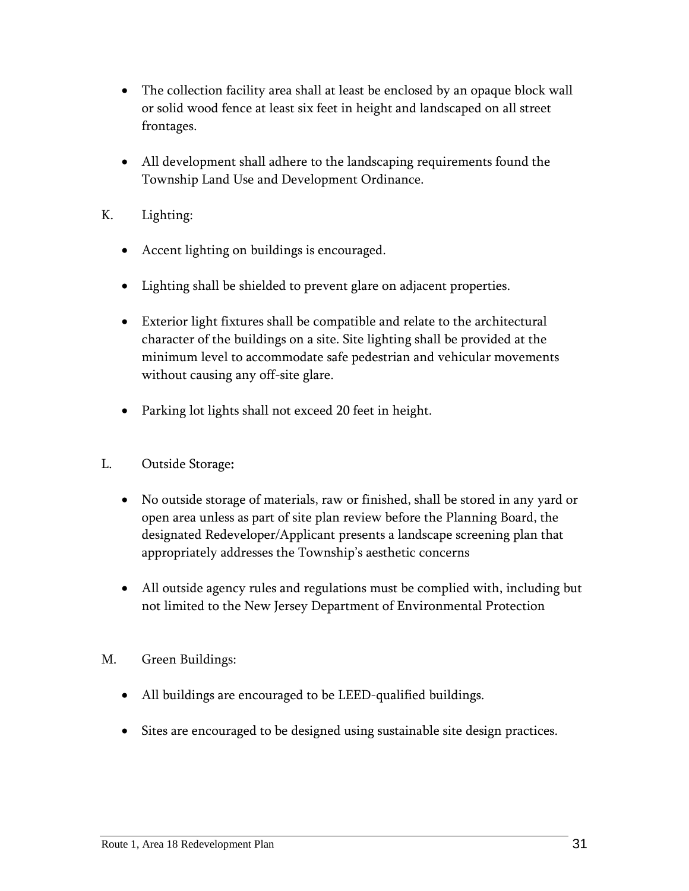- The collection facility area shall at least be enclosed by an opaque block wall or solid wood fence at least six feet in height and landscaped on all street frontages.

- All development shall adhere to the landscaping requirements found the Township Land Use and Development Ordinance.

K. Lighting:

- Accent lighting on buildings is encouraged.

- Lighting shall be shielded to prevent glare on adjacent properties.

- Exterior light fixtures shall be compatible and relate to the architectural character of the buildings on a site. Site lighting shall be provided at the minimum level to accommodate safe pedestrian and vehicular movements without causing any off-site glare.

- Parking lot lights shall not exceed 20 feet in height.

L. Outside Storage:

- No outside storage of materials, raw or finished, shall be stored in any yard or open area unless as part of site plan review before the Planning Board, the designated Redeveloper/Applicant presents a landscape screening plan that appropriately addresses the Township's aesthetic concerns

- All outside agency rules and regulations must be complied with, including but not limited to the New Jersey Department of Environmental Protection

M. Green Buildings:

- All buildings are encouraged to be LEED-qualified buildings.

- Sites are encouraged to be designed using sustainable site design practices.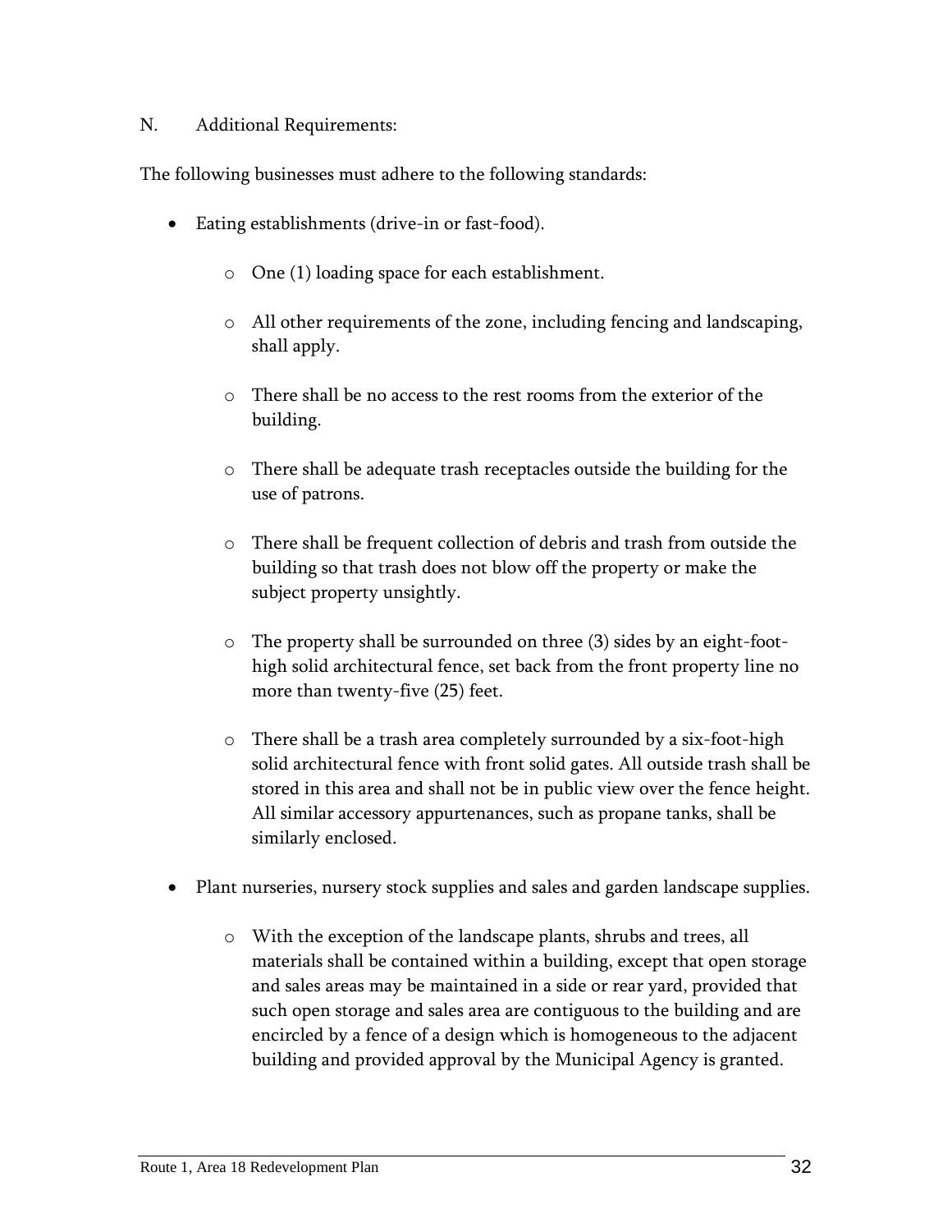N. Additional Requirements:

The following businesses must adhere to the following standards:

- Eating establishments (drive-in or fast-food).
  - One (1) loading space for each establishment.
  - All other requirements of the zone, including fencing and landscaping, shall apply.
  - There shall be no access to the rest rooms from the exterior of the building.
  - There shall be adequate trash receptacles outside the building for the use of patrons.
  - There shall be frequent collection of debris and trash from outside the building so that trash does not blow off the property or make the subject property unsightly.
  - The property shall be surrounded on three (3) sides by an eight-foot-high solid architectural fence, set back from the front property line no more than twenty-five (25) feet.
  - There shall be a trash area completely surrounded by a six-foot-high solid architectural fence with front solid gates. All outside trash shall be stored in this area and shall not be in public view over the fence height. All similar accessory appurtenances, such as propane tanks, shall be similarly enclosed.
- Plant nurseries, nursery stock supplies and sales and garden landscape supplies.
  - With the exception of the landscape plants, shrubs and trees, all materials shall be contained within a building, except that open storage and sales areas may be maintained in a side or rear yard, provided that such open storage and sales area are contiguous to the building and are encircled by a fence of a design which is homogeneous to the adjacent building and provided approval by the Municipal Agency is granted.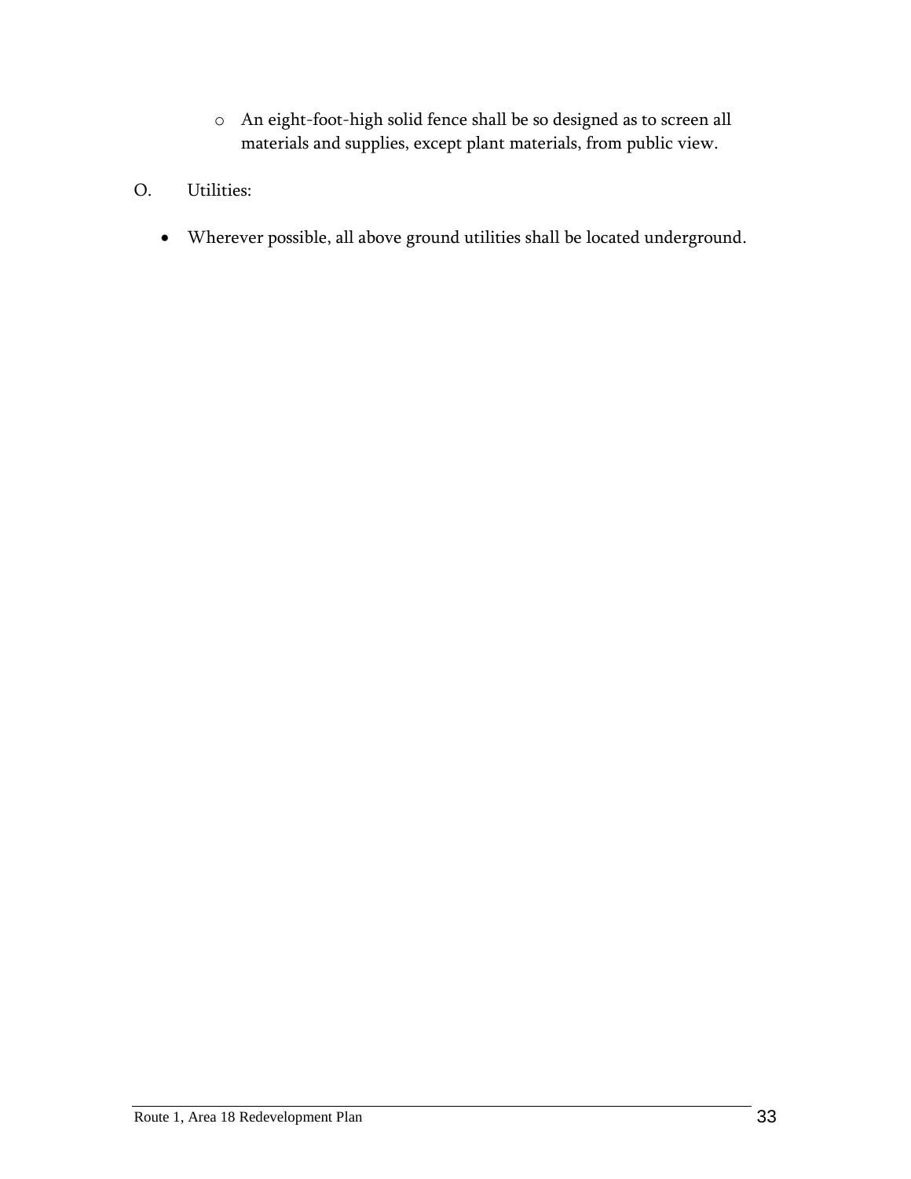- An eight-foot-high solid fence shall be so designed as to screen all materials and supplies, except plant materials, from public view.

O. Utilities:

- Wherever possible, all above ground utilities shall be located underground.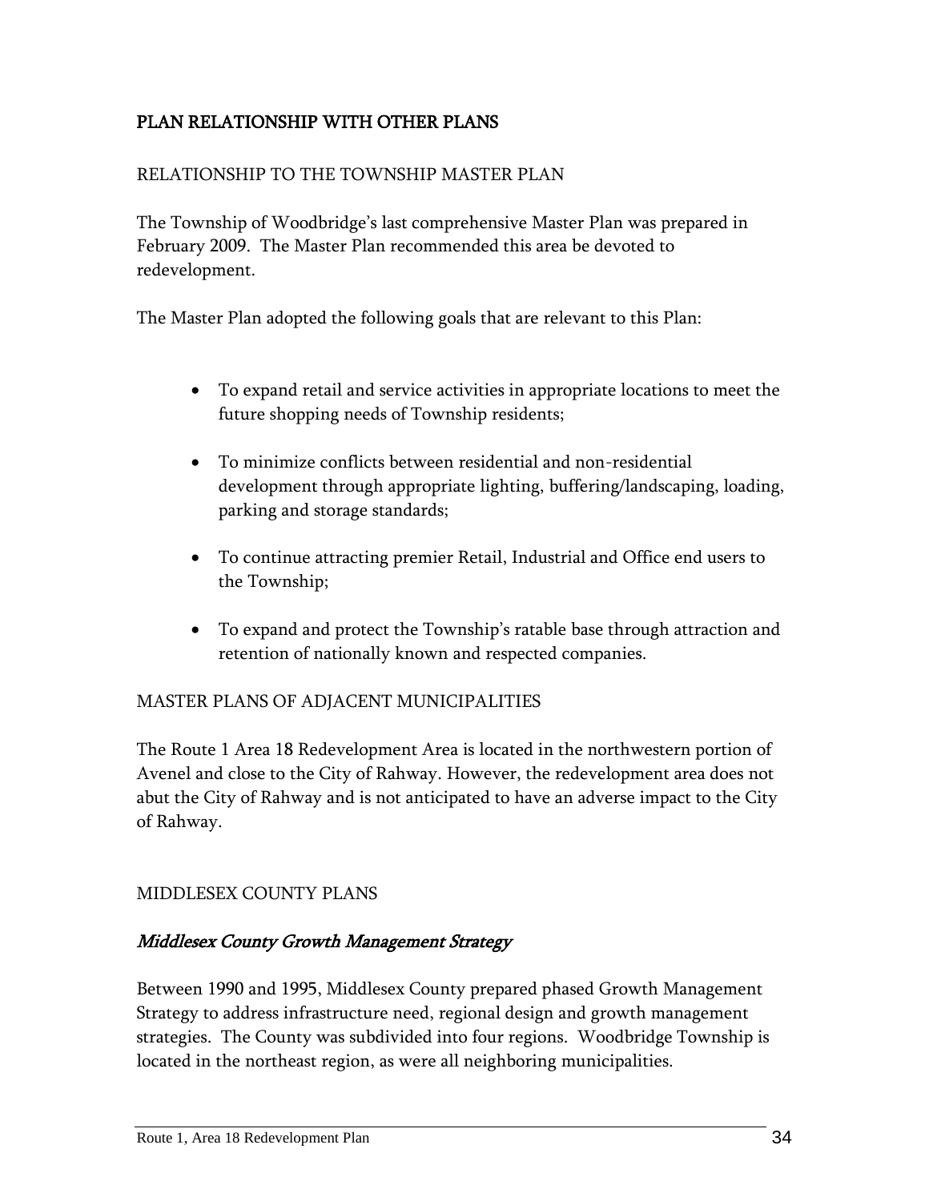## PLAN RELATIONSHIP WITH OTHER PLANS

### RELATIONSHIP TO THE TOWNSHIP MASTER PLAN

The Township of Woodbridge's last comprehensive Master Plan was prepared in February 2009. The Master Plan recommended this area be devoted to redevelopment.

The Master Plan adopted the following goals that are relevant to this Plan:

- To expand retail and service activities in appropriate locations to meet the future shopping needs of Township residents;
- To minimize conflicts between residential and non-residential development through appropriate lighting, buffering/landscaping, loading, parking and storage standards;
- To continue attracting premier Retail, Industrial and Office end users to the Township;
- To expand and protect the Township's ratable base through attraction and retention of nationally known and respected companies.

### MASTER PLANS OF ADJACENT MUNICIPALITIES

The Route 1 Area 18 Redevelopment Area is located in the northwestern portion of Avenel and close to the City of Rahway. However, the redevelopment area does not abut the City of Rahway and is not anticipated to have an adverse impact to the City of Rahway.

### MIDDLESEX COUNTY PLANS

#### *Middlesex County Growth Management Strategy*

Between 1990 and 1995, Middlesex County prepared phased Growth Management Strategy to address infrastructure need, regional design and growth management strategies. The County was subdivided into four regions. Woodbridge Township is located in the northeast region, as were all neighboring municipalities.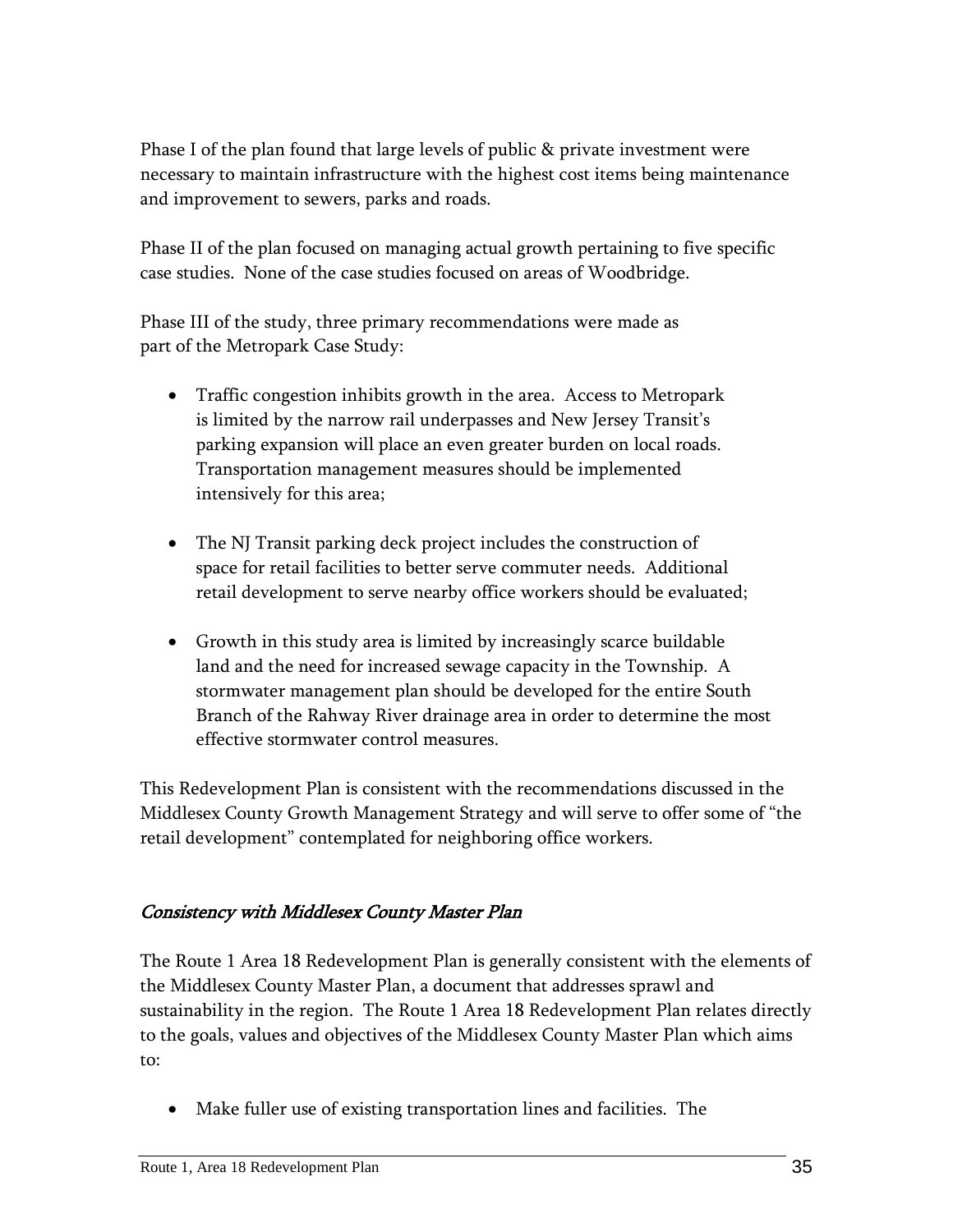Phase I of the plan found that large levels of public & private investment were necessary to maintain infrastructure with the highest cost items being maintenance and improvement to sewers, parks and roads.

Phase II of the plan focused on managing actual growth pertaining to five specific case studies. None of the case studies focused on areas of Woodbridge.

Phase III of the study, three primary recommendations were made as part of the Metropark Case Study:

- Traffic congestion inhibits growth in the area. Access to Metropark is limited by the narrow rail underpasses and New Jersey Transit's parking expansion will place an even greater burden on local roads. Transportation management measures should be implemented intensively for this area;

- The NJ Transit parking deck project includes the construction of space for retail facilities to better serve commuter needs. Additional retail development to serve nearby office workers should be evaluated;

- Growth in this study area is limited by increasingly scarce buildable land and the need for increased sewage capacity in the Township. A stormwater management plan should be developed for the entire South Branch of the Rahway River drainage area in order to determine the most effective stormwater control measures.

This Redevelopment Plan is consistent with the recommendations discussed in the Middlesex County Growth Management Strategy and will serve to offer some of "the retail development" contemplated for neighboring office workers.

### *Consistency with Middlesex County Master Plan*

The Route 1 Area 18 Redevelopment Plan is generally consistent with the elements of the Middlesex County Master Plan, a document that addresses sprawl and sustainability in the region. The Route 1 Area 18 Redevelopment Plan relates directly to the goals, values and objectives of the Middlesex County Master Plan which aims to:

- Make fuller use of existing transportation lines and facilities. The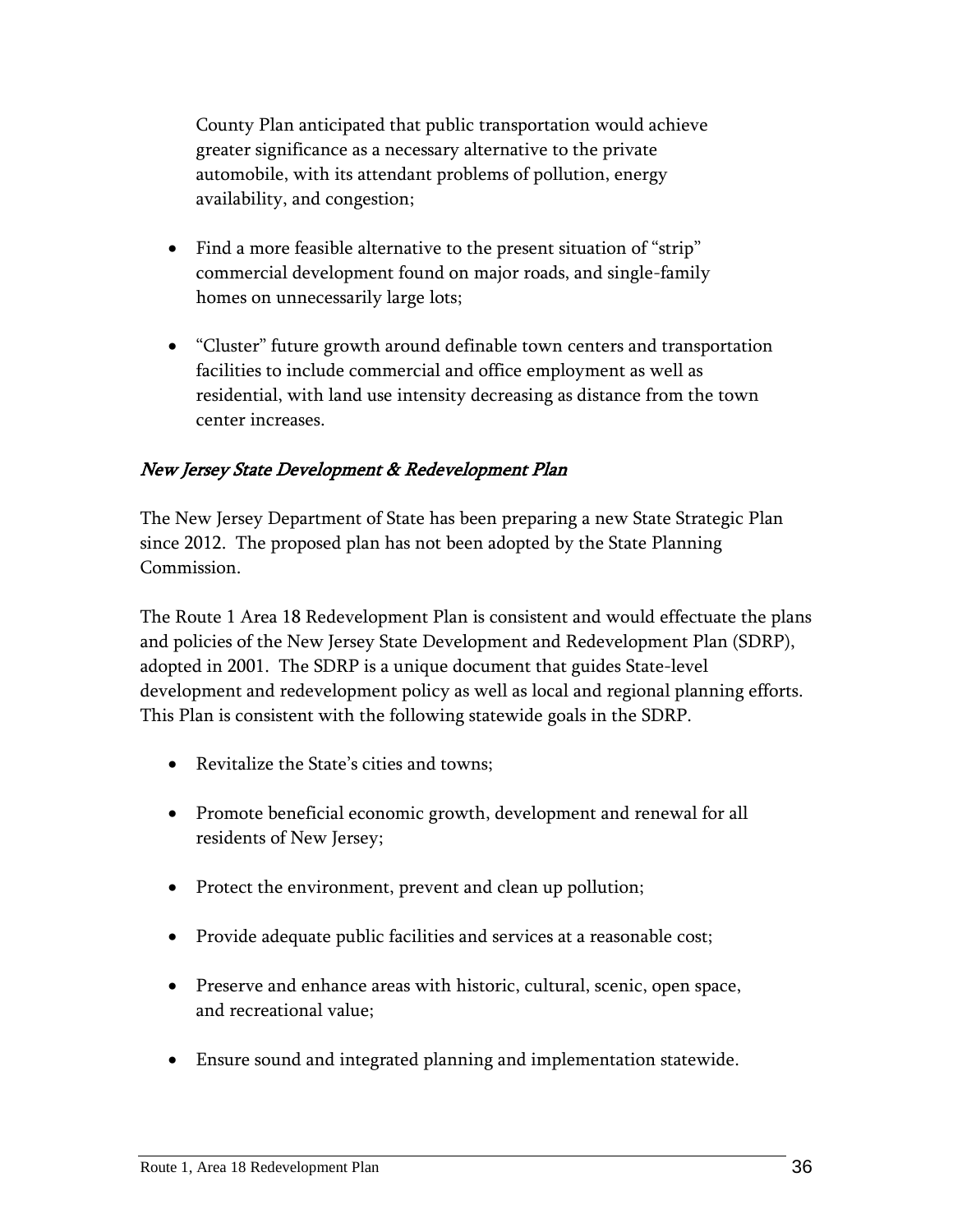County Plan anticipated that public transportation would achieve greater significance as a necessary alternative to the private automobile, with its attendant problems of pollution, energy availability, and congestion;

- Find a more feasible alternative to the present situation of "strip" commercial development found on major roads, and single-family homes on unnecessarily large lots;

- "Cluster" future growth around definable town centers and transportation facilities to include commercial and office employment as well as residential, with land use intensity decreasing as distance from the town center increases.

### *New Jersey State Development & Redevelopment Plan*

The New Jersey Department of State has been preparing a new State Strategic Plan since 2012. The proposed plan has not been adopted by the State Planning Commission.

The Route 1 Area 18 Redevelopment Plan is consistent and would effectuate the plans and policies of the New Jersey State Development and Redevelopment Plan (SDRP), adopted in 2001. The SDRP is a unique document that guides State-level development and redevelopment policy as well as local and regional planning efforts. This Plan is consistent with the following statewide goals in the SDRP.

- Revitalize the State's cities and towns;

- Promote beneficial economic growth, development and renewal for all residents of New Jersey;

- Protect the environment, prevent and clean up pollution;

- Provide adequate public facilities and services at a reasonable cost;

- Preserve and enhance areas with historic, cultural, scenic, open space, and recreational value;

- Ensure sound and integrated planning and implementation statewide.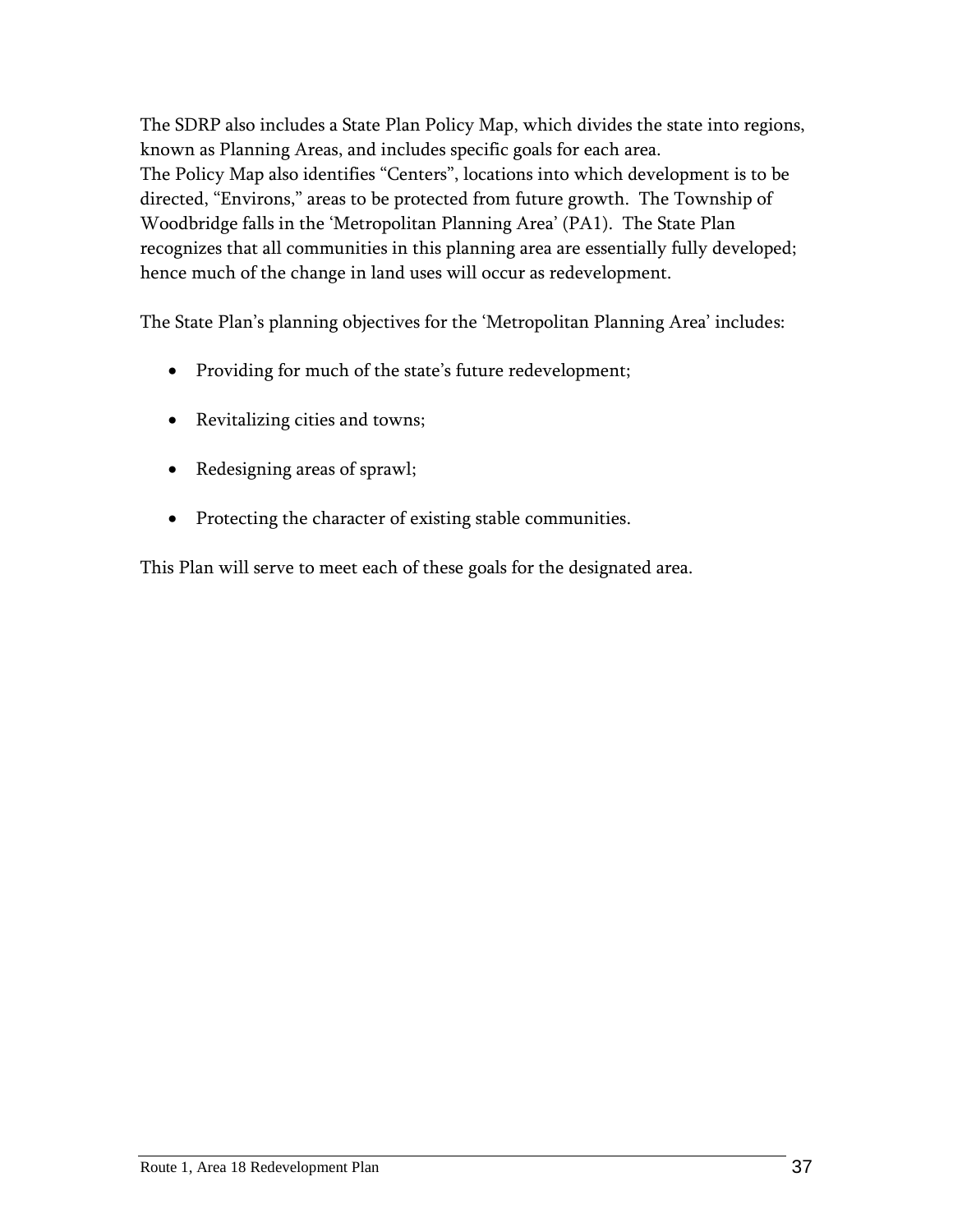The SDRP also includes a State Plan Policy Map, which divides the state into regions, known as Planning Areas, and includes specific goals for each area.
The Policy Map also identifies "Centers", locations into which development is to be directed, "Environs," areas to be protected from future growth. The Township of Woodbridge falls in the 'Metropolitan Planning Area' (PA1). The State Plan recognizes that all communities in this planning area are essentially fully developed; hence much of the change in land uses will occur as redevelopment.

The State Plan's planning objectives for the 'Metropolitan Planning Area' includes:

- Providing for much of the state's future redevelopment;
- Revitalizing cities and towns;
- Redesigning areas of sprawl;
- Protecting the character of existing stable communities.

This Plan will serve to meet each of these goals for the designated area.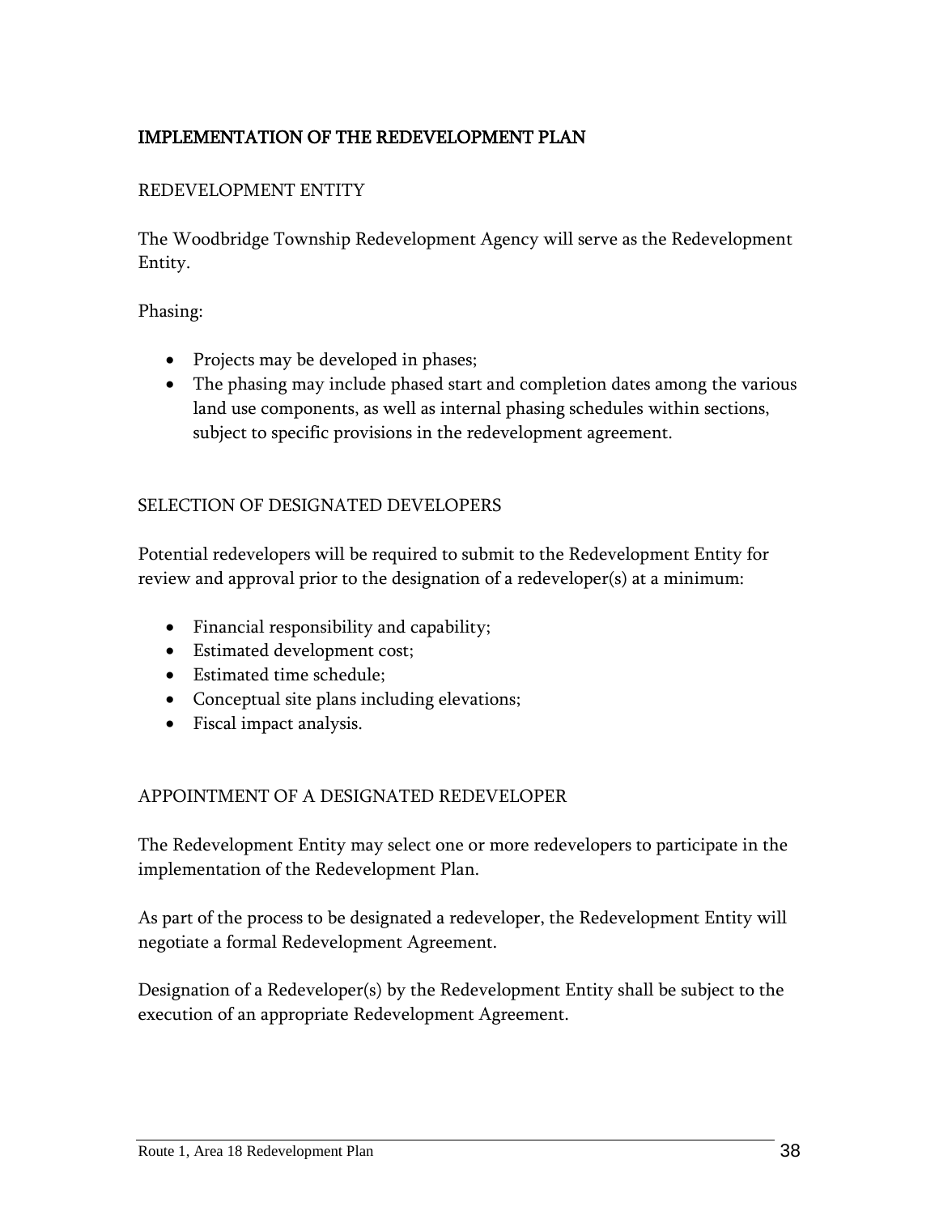## IMPLEMENTATION OF THE REDEVELOPMENT PLAN

### REDEVELOPMENT ENTITY

The Woodbridge Township Redevelopment Agency will serve as the Redevelopment Entity.

Phasing:

- Projects may be developed in phases;
- The phasing may include phased start and completion dates among the various land use components, as well as internal phasing schedules within sections, subject to specific provisions in the redevelopment agreement.

### SELECTION OF DESIGNATED DEVELOPERS

Potential redevelopers will be required to submit to the Redevelopment Entity for review and approval prior to the designation of a redeveloper(s) at a minimum:

- Financial responsibility and capability;
- Estimated development cost;
- Estimated time schedule;
- Conceptual site plans including elevations;
- Fiscal impact analysis.

### APPOINTMENT OF A DESIGNATED REDEVELOPER

The Redevelopment Entity may select one or more redevelopers to participate in the implementation of the Redevelopment Plan.

As part of the process to be designated a redeveloper, the Redevelopment Entity will negotiate a formal Redevelopment Agreement.

Designation of a Redeveloper(s) by the Redevelopment Entity shall be subject to the execution of an appropriate Redevelopment Agreement.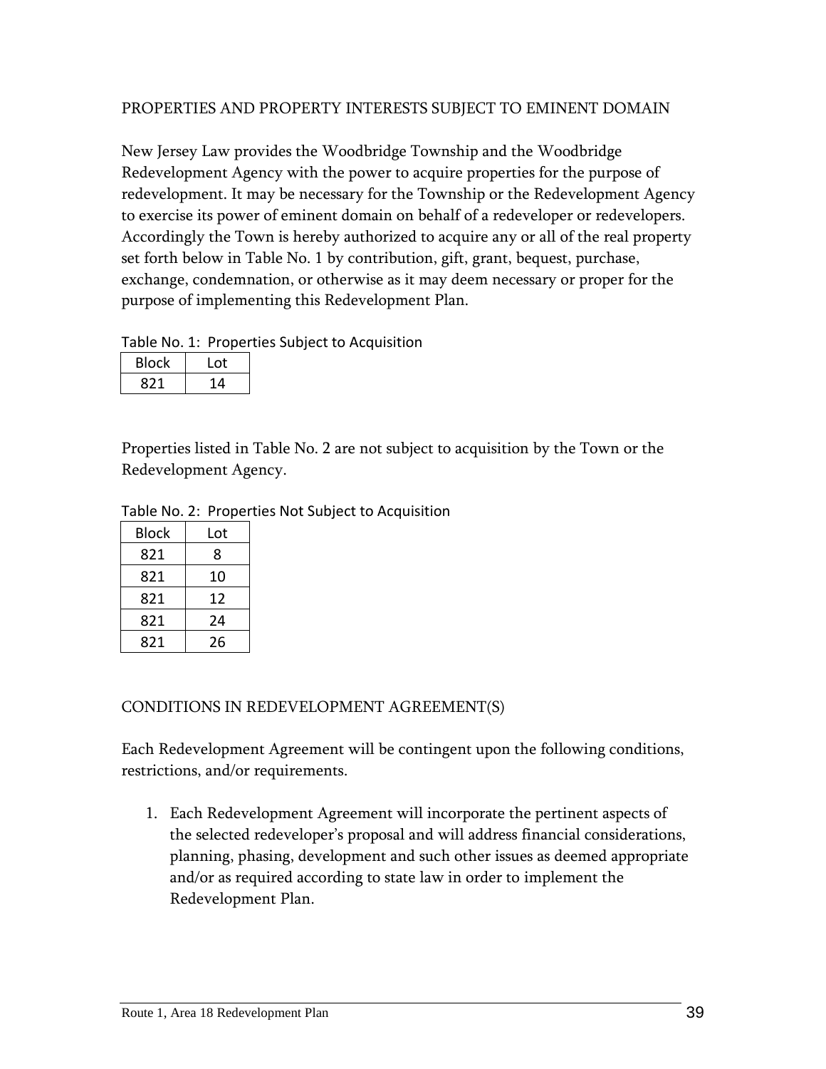## PROPERTIES AND PROPERTY INTERESTS SUBJECT TO EMINENT DOMAIN

New Jersey Law provides the Woodbridge Township and the Woodbridge Redevelopment Agency with the power to acquire properties for the purpose of redevelopment. It may be necessary for the Township or the Redevelopment Agency to exercise its power of eminent domain on behalf of a redeveloper or redevelopers. Accordingly the Town is hereby authorized to acquire any or all of the real property set forth below in Table No. 1 by contribution, gift, grant, bequest, purchase, exchange, condemnation, or otherwise as it may deem necessary or proper for the purpose of implementing this Redevelopment Plan.

Table No. 1: Properties Subject to Acquisition

| Block | Lot |
|---|---|
| 821 | 14 |

Properties listed in Table No. 2 are not subject to acquisition by the Town or the Redevelopment Agency.

Table No. 2: Properties Not Subject to Acquisition

| Block | Lot |
|---|---|
| 821 | 8 |
| 821 | 10 |
| 821 | 12 |
| 821 | 24 |
| 821 | 26 |

## CONDITIONS IN REDEVELOPMENT AGREEMENT(S)

Each Redevelopment Agreement will be contingent upon the following conditions, restrictions, and/or requirements.

1. Each Redevelopment Agreement will incorporate the pertinent aspects of the selected redeveloper's proposal and will address financial considerations, planning, phasing, development and such other issues as deemed appropriate and/or as required according to state law in order to implement the Redevelopment Plan.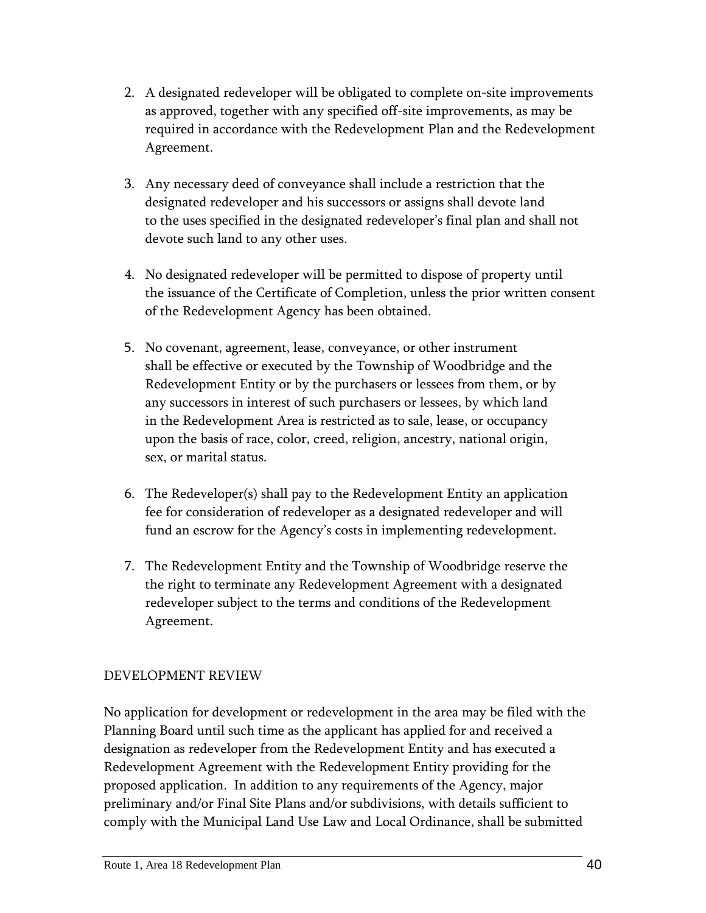2. A designated redeveloper will be obligated to complete on-site improvements as approved, together with any specified off-site improvements, as may be required in accordance with the Redevelopment Plan and the Redevelopment Agreement.

3. Any necessary deed of conveyance shall include a restriction that the designated redeveloper and his successors or assigns shall devote land to the uses specified in the designated redeveloper's final plan and shall not devote such land to any other uses.

4. No designated redeveloper will be permitted to dispose of property until the issuance of the Certificate of Completion, unless the prior written consent of the Redevelopment Agency has been obtained.

5. No covenant, agreement, lease, conveyance, or other instrument shall be effective or executed by the Township of Woodbridge and the Redevelopment Entity or by the purchasers or lessees from them, or by any successors in interest of such purchasers or lessees, by which land in the Redevelopment Area is restricted as to sale, lease, or occupancy upon the basis of race, color, creed, religion, ancestry, national origin, sex, or marital status.

6. The Redeveloper(s) shall pay to the Redevelopment Entity an application fee for consideration of redeveloper as a designated redeveloper and will fund an escrow for the Agency's costs in implementing redevelopment.

7. The Redevelopment Entity and the Township of Woodbridge reserve the the right to terminate any Redevelopment Agreement with a designated redeveloper subject to the terms and conditions of the Redevelopment Agreement.

## DEVELOPMENT REVIEW

No application for development or redevelopment in the area may be filed with the Planning Board until such time as the applicant has applied for and received a designation as redeveloper from the Redevelopment Entity and has executed a Redevelopment Agreement with the Redevelopment Entity providing for the proposed application. In addition to any requirements of the Agency, major preliminary and/or Final Site Plans and/or subdivisions, with details sufficient to comply with the Municipal Land Use Law and Local Ordinance, shall be submitted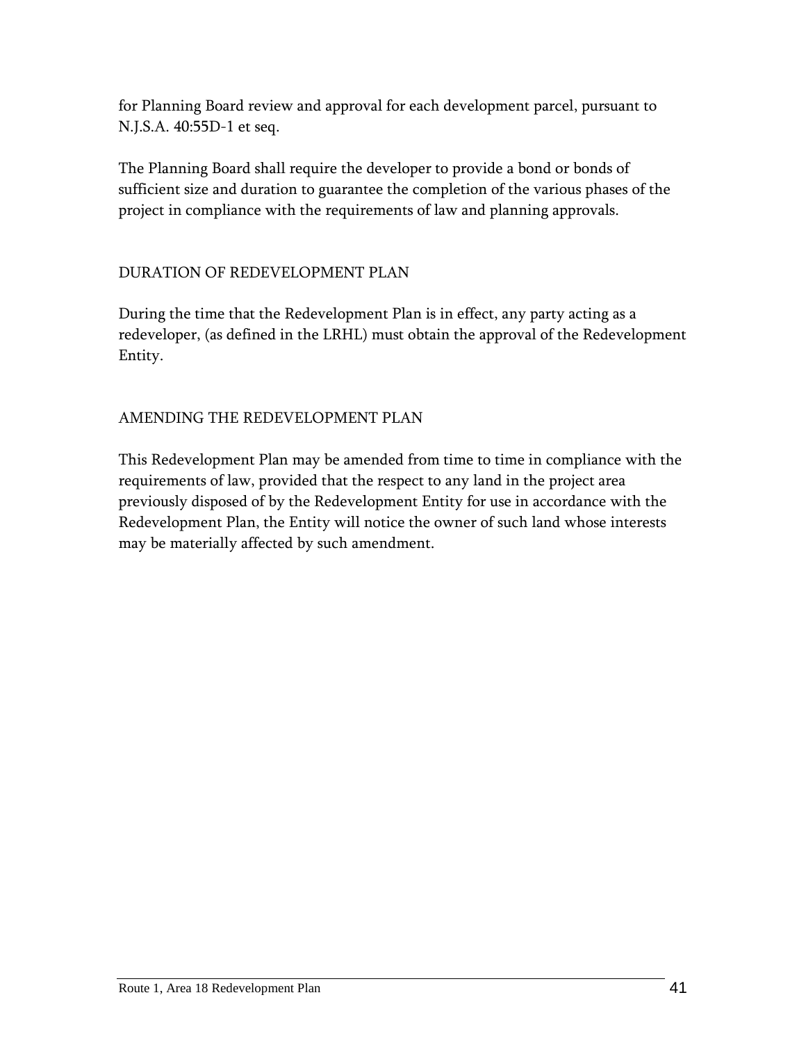for Planning Board review and approval for each development parcel, pursuant to N.J.S.A. 40:55D-1 et seq.

The Planning Board shall require the developer to provide a bond or bonds of sufficient size and duration to guarantee the completion of the various phases of the project in compliance with the requirements of law and planning approvals.

## DURATION OF REDEVELOPMENT PLAN

During the time that the Redevelopment Plan is in effect, any party acting as a redeveloper, (as defined in the LRHL) must obtain the approval of the Redevelopment Entity.

## AMENDING THE REDEVELOPMENT PLAN

This Redevelopment Plan may be amended from time to time in compliance with the requirements of law, provided that the respect to any land in the project area previously disposed of by the Redevelopment Entity for use in accordance with the Redevelopment Plan, the Entity will notice the owner of such land whose interests may be materially affected by such amendment.